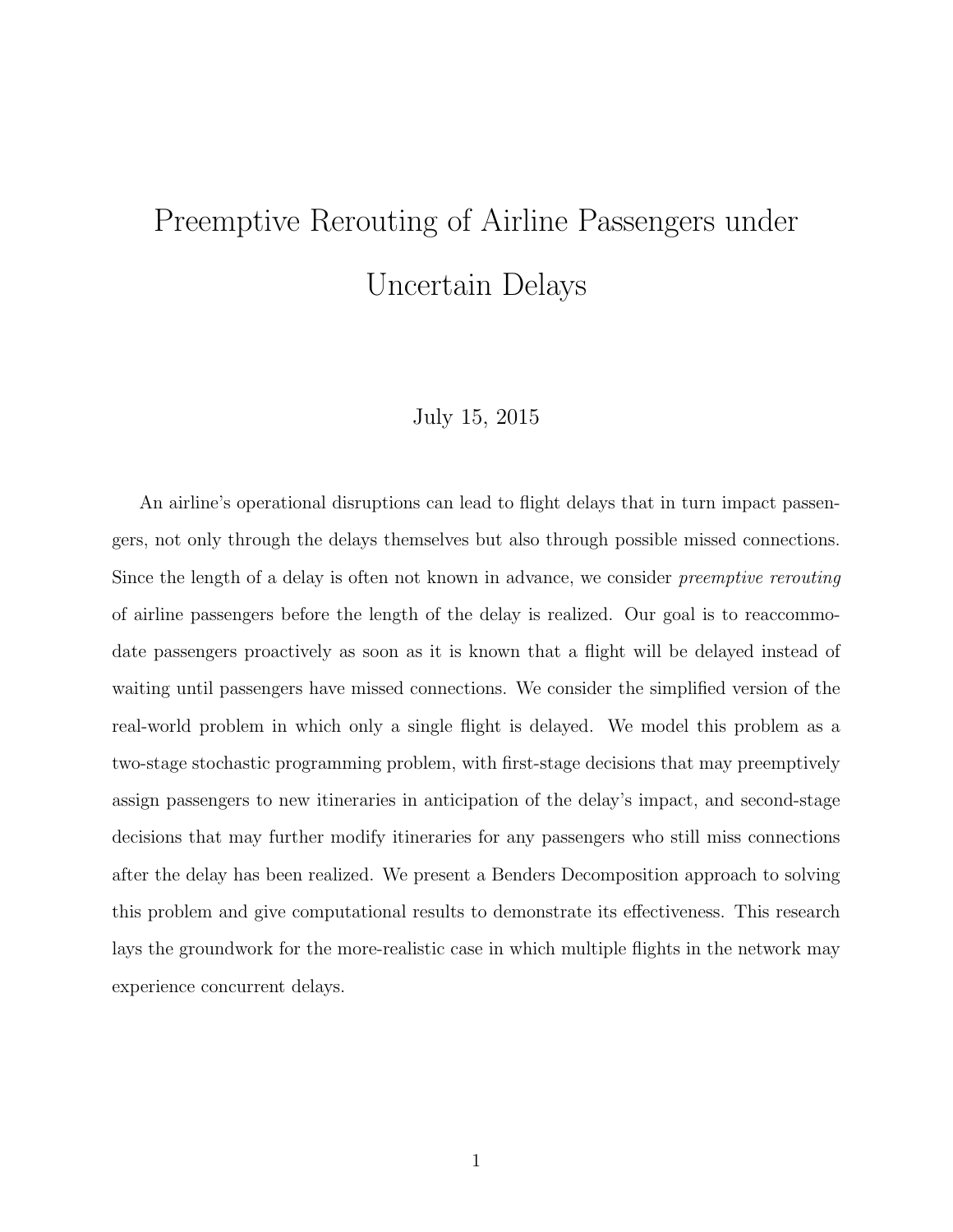# Preemptive Rerouting of Airline Passengers under Uncertain Delays

July 15, 2015

An airline's operational disruptions can lead to flight delays that in turn impact passengers, not only through the delays themselves but also through possible missed connections. Since the length of a delay is often not known in advance, we consider *preemptive rerouting* of airline passengers before the length of the delay is realized. Our goal is to reaccommodate passengers proactively as soon as it is known that a flight will be delayed instead of waiting until passengers have missed connections. We consider the simplified version of the real-world problem in which only a single flight is delayed. We model this problem as a two-stage stochastic programming problem, with first-stage decisions that may preemptively assign passengers to new itineraries in anticipation of the delay's impact, and second-stage decisions that may further modify itineraries for any passengers who still miss connections after the delay has been realized. We present a Benders Decomposition approach to solving this problem and give computational results to demonstrate its effectiveness. This research lays the groundwork for the more-realistic case in which multiple flights in the network may experience concurrent delays.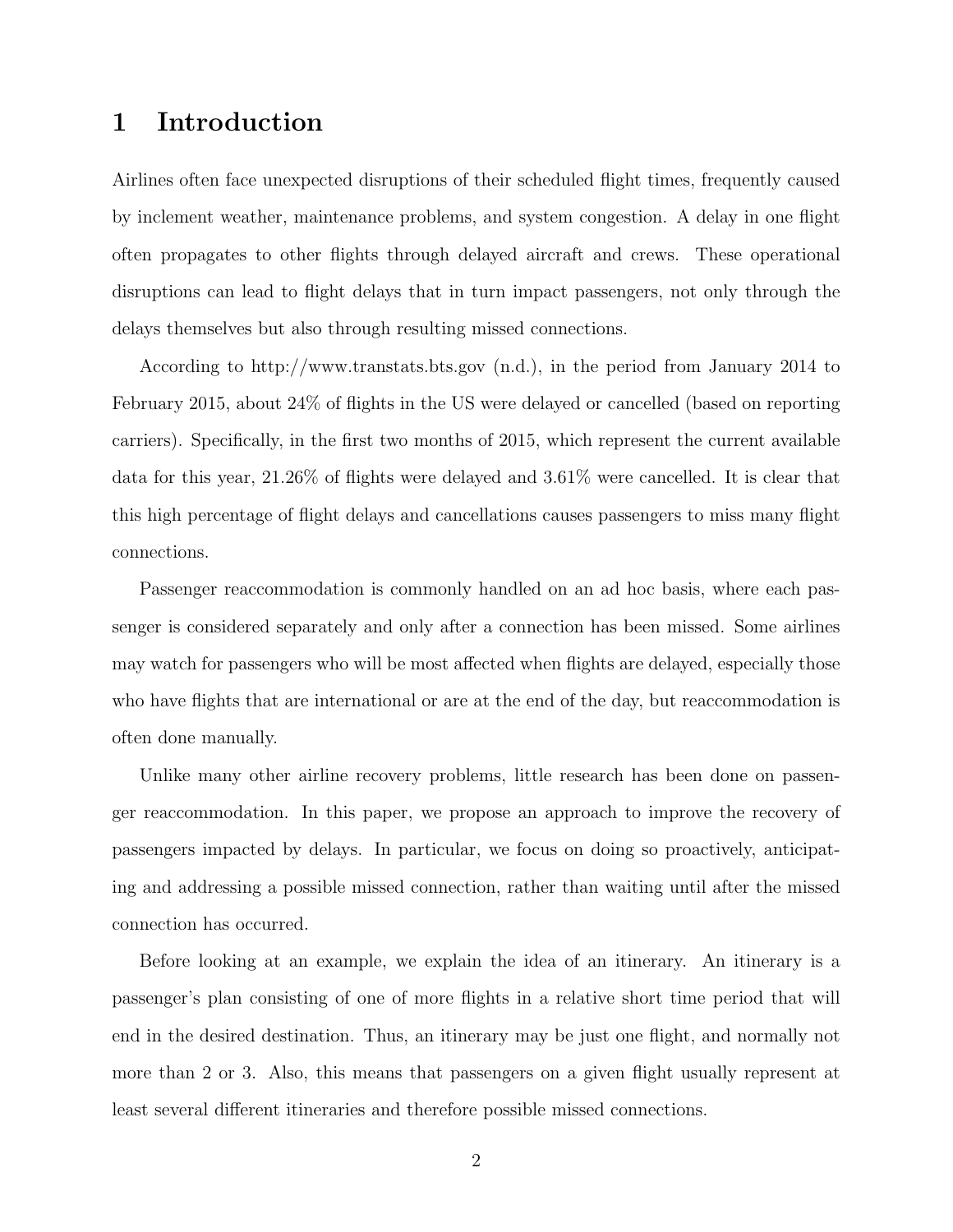# 1 Introduction

Airlines often face unexpected disruptions of their scheduled flight times, frequently caused by inclement weather, maintenance problems, and system congestion. A delay in one flight often propagates to other flights through delayed aircraft and crews. These operational disruptions can lead to flight delays that in turn impact passengers, not only through the delays themselves but also through resulting missed connections.

According to http://www.transtats.bts.gov (n.d.), in the period from January 2014 to February 2015, about 24% of flights in the US were delayed or cancelled (based on reporting carriers). Specifically, in the first two months of 2015, which represent the current available data for this year, 21.26% of flights were delayed and 3.61% were cancelled. It is clear that this high percentage of flight delays and cancellations causes passengers to miss many flight connections.

Passenger reaccommodation is commonly handled on an ad hoc basis, where each passenger is considered separately and only after a connection has been missed. Some airlines may watch for passengers who will be most affected when flights are delayed, especially those who have flights that are international or are at the end of the day, but reaccommodation is often done manually.

Unlike many other airline recovery problems, little research has been done on passenger reaccommodation. In this paper, we propose an approach to improve the recovery of passengers impacted by delays. In particular, we focus on doing so proactively, anticipating and addressing a possible missed connection, rather than waiting until after the missed connection has occurred.

Before looking at an example, we explain the idea of an itinerary. An itinerary is a passenger's plan consisting of one of more flights in a relative short time period that will end in the desired destination. Thus, an itinerary may be just one flight, and normally not more than 2 or 3. Also, this means that passengers on a given flight usually represent at least several different itineraries and therefore possible missed connections.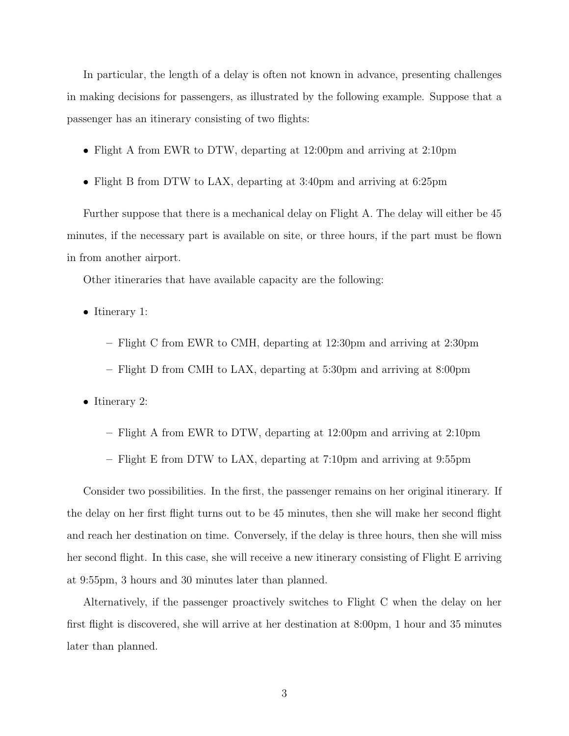In particular, the length of a delay is often not known in advance, presenting challenges in making decisions for passengers, as illustrated by the following example. Suppose that a passenger has an itinerary consisting of two flights:

- Flight A from EWR to DTW, departing at 12:00pm and arriving at 2:10pm
- Flight B from DTW to LAX, departing at 3:40pm and arriving at 6:25pm

Further suppose that there is a mechanical delay on Flight A. The delay will either be 45 minutes, if the necessary part is available on site, or three hours, if the part must be flown in from another airport.

Other itineraries that have available capacity are the following:

- Itinerary 1:
  - Flight C from EWR to CMH, departing at 12:30pm and arriving at 2:30pm
  - Flight D from CMH to LAX, departing at 5:30pm and arriving at 8:00pm
- Itinerary 2:
  - Flight A from EWR to DTW, departing at 12:00pm and arriving at 2:10pm
  - Flight E from DTW to LAX, departing at 7:10pm and arriving at 9:55pm

Consider two possibilities. In the first, the passenger remains on her original itinerary. If the delay on her first flight turns out to be 45 minutes, then she will make her second flight and reach her destination on time. Conversely, if the delay is three hours, then she will miss her second flight. In this case, she will receive a new itinerary consisting of Flight E arriving at 9:55pm, 3 hours and 30 minutes later than planned.

Alternatively, if the passenger proactively switches to Flight C when the delay on her first flight is discovered, she will arrive at her destination at 8:00pm, 1 hour and 35 minutes later than planned.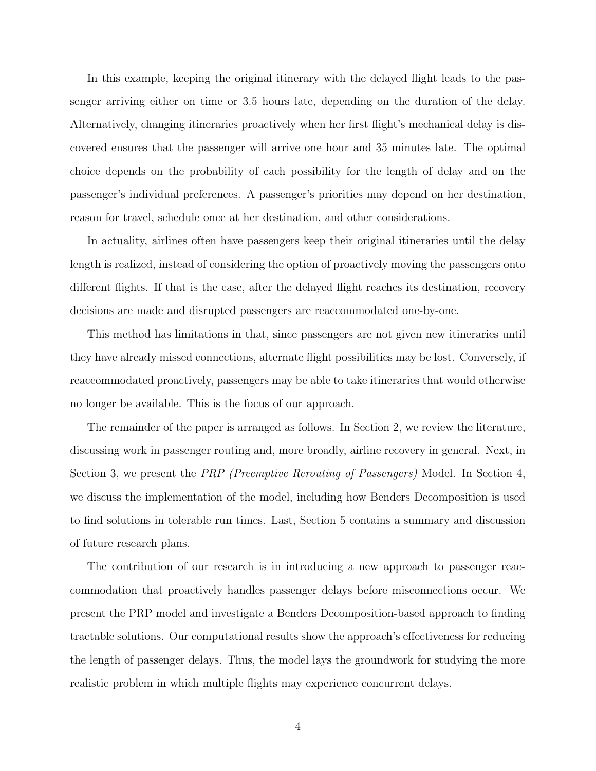In this example, keeping the original itinerary with the delayed flight leads to the passenger arriving either on time or 3.5 hours late, depending on the duration of the delay. Alternatively, changing itineraries proactively when her first flight's mechanical delay is discovered ensures that the passenger will arrive one hour and 35 minutes late. The optimal choice depends on the probability of each possibility for the length of delay and on the passenger's individual preferences. A passenger's priorities may depend on her destination, reason for travel, schedule once at her destination, and other considerations.

In actuality, airlines often have passengers keep their original itineraries until the delay length is realized, instead of considering the option of proactively moving the passengers onto different flights. If that is the case, after the delayed flight reaches its destination, recovery decisions are made and disrupted passengers are reaccommodated one-by-one.

This method has limitations in that, since passengers are not given new itineraries until they have already missed connections, alternate flight possibilities may be lost. Conversely, if reaccommodated proactively, passengers may be able to take itineraries that would otherwise no longer be available. This is the focus of our approach.

The remainder of the paper is arranged as follows. In Section 2, we review the literature, discussing work in passenger routing and, more broadly, airline recovery in general. Next, in Section 3, we present the *PRP (Preemptive Rerouting of Passengers)* Model. In Section 4, we discuss the implementation of the model, including how Benders Decomposition is used to find solutions in tolerable run times. Last, Section 5 contains a summary and discussion of future research plans.

The contribution of our research is in introducing a new approach to passenger reaccommodation that proactively handles passenger delays before misconnections occur. We present the PRP model and investigate a Benders Decomposition-based approach to finding tractable solutions. Our computational results show the approach's effectiveness for reducing the length of passenger delays. Thus, the model lays the groundwork for studying the more realistic problem in which multiple flights may experience concurrent delays.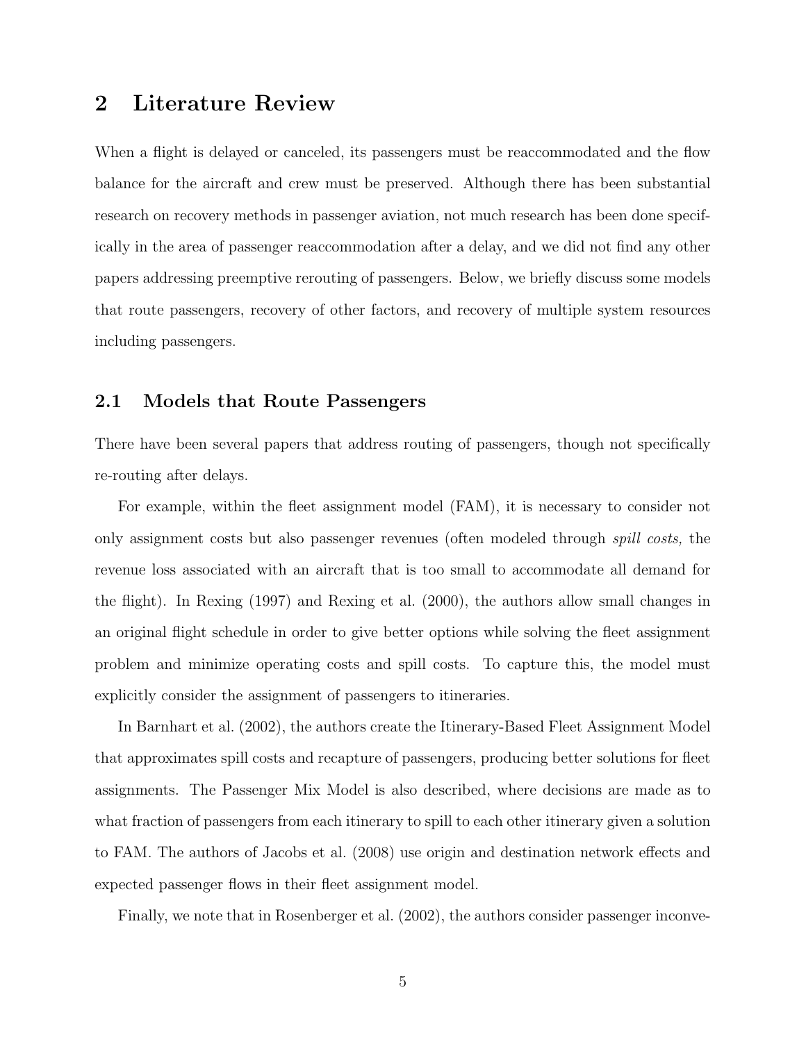## 2 Literature Review

When a flight is delayed or canceled, its passengers must be reaccommodated and the flow balance for the aircraft and crew must be preserved. Although there has been substantial research on recovery methods in passenger aviation, not much research has been done specifically in the area of passenger reaccommodation after a delay, and we did not find any other papers addressing preemptive rerouting of passengers. Below, we briefly discuss some models that route passengers, recovery of other factors, and recovery of multiple system resources including passengers.

### 2.1 Models that Route Passengers

There have been several papers that address routing of passengers, though not specifically re-routing after delays.

For example, within the fleet assignment model (FAM), it is necessary to consider not only assignment costs but also passenger revenues (often modeled through *spill costs,* the revenue loss associated with an aircraft that is too small to accommodate all demand for the flight). In Rexing (1997) and Rexing et al. (2000), the authors allow small changes in an original flight schedule in order to give better options while solving the fleet assignment problem and minimize operating costs and spill costs. To capture this, the model must explicitly consider the assignment of passengers to itineraries.

In Barnhart et al. (2002), the authors create the Itinerary-Based Fleet Assignment Model that approximates spill costs and recapture of passengers, producing better solutions for fleet assignments. The Passenger Mix Model is also described, where decisions are made as to what fraction of passengers from each itinerary to spill to each other itinerary given a solution to FAM. The authors of Jacobs et al. (2008) use origin and destination network effects and expected passenger flows in their fleet assignment model.

Finally, we note that in Rosenberger et al. (2002), the authors consider passenger inconve-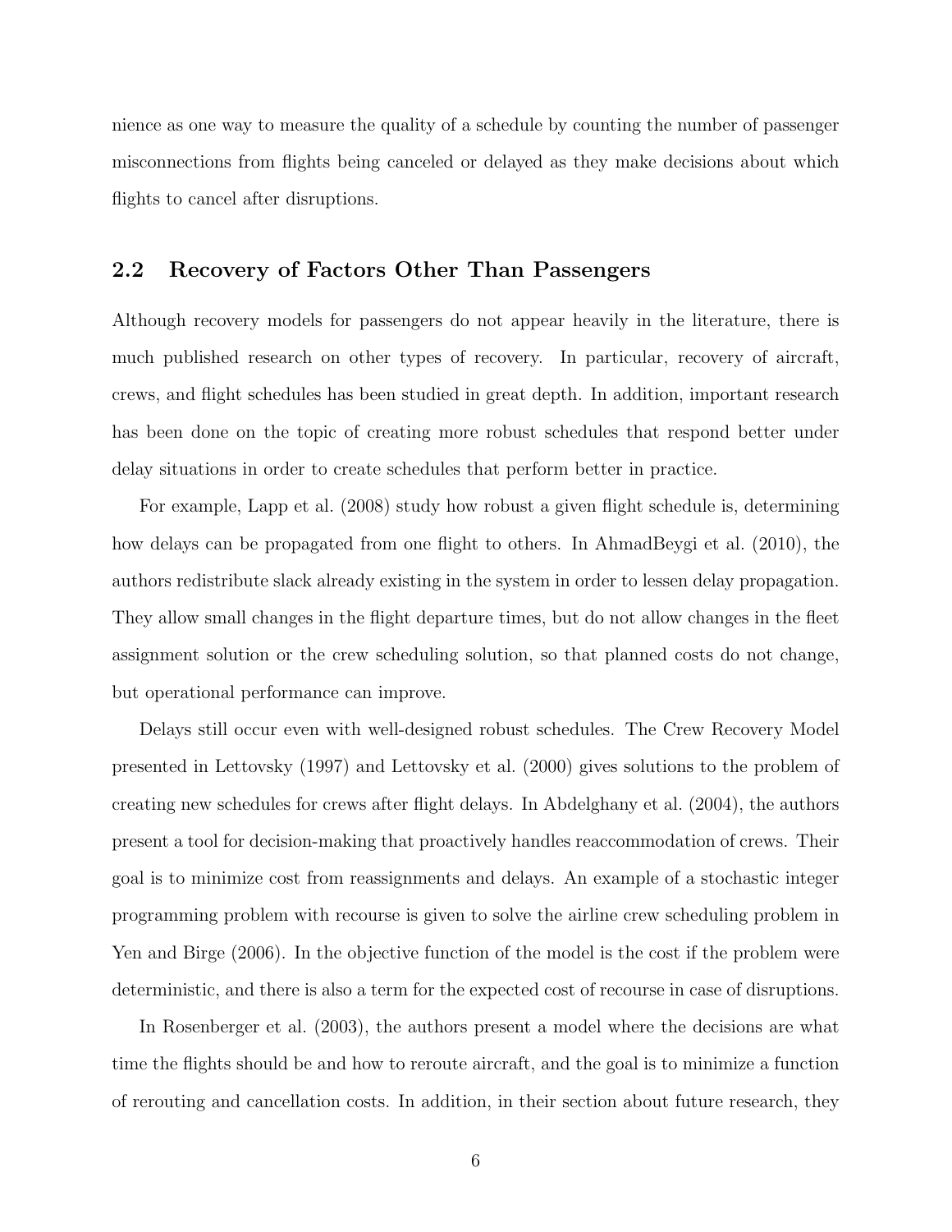nience as one way to measure the quality of a schedule by counting the number of passenger misconnections from flights being canceled or delayed as they make decisions about which flights to cancel after disruptions.

## 2.2 Recovery of Factors Other Than Passengers

Although recovery models for passengers do not appear heavily in the literature, there is much published research on other types of recovery. In particular, recovery of aircraft, crews, and flight schedules has been studied in great depth. In addition, important research has been done on the topic of creating more robust schedules that respond better under delay situations in order to create schedules that perform better in practice.

For example, Lapp et al. (2008) study how robust a given flight schedule is, determining how delays can be propagated from one flight to others. In AhmadBeygi et al. (2010), the authors redistribute slack already existing in the system in order to lessen delay propagation. They allow small changes in the flight departure times, but do not allow changes in the fleet assignment solution or the crew scheduling solution, so that planned costs do not change, but operational performance can improve.

Delays still occur even with well-designed robust schedules. The Crew Recovery Model presented in Lettovsky (1997) and Lettovsky et al. (2000) gives solutions to the problem of creating new schedules for crews after flight delays. In Abdelghany et al. (2004), the authors present a tool for decision-making that proactively handles reaccommodation of crews. Their goal is to minimize cost from reassignments and delays. An example of a stochastic integer programming problem with recourse is given to solve the airline crew scheduling problem in Yen and Birge (2006). In the objective function of the model is the cost if the problem were deterministic, and there is also a term for the expected cost of recourse in case of disruptions.

In Rosenberger et al. (2003), the authors present a model where the decisions are what time the flights should be and how to reroute aircraft, and the goal is to minimize a function of rerouting and cancellation costs. In addition, in their section about future research, they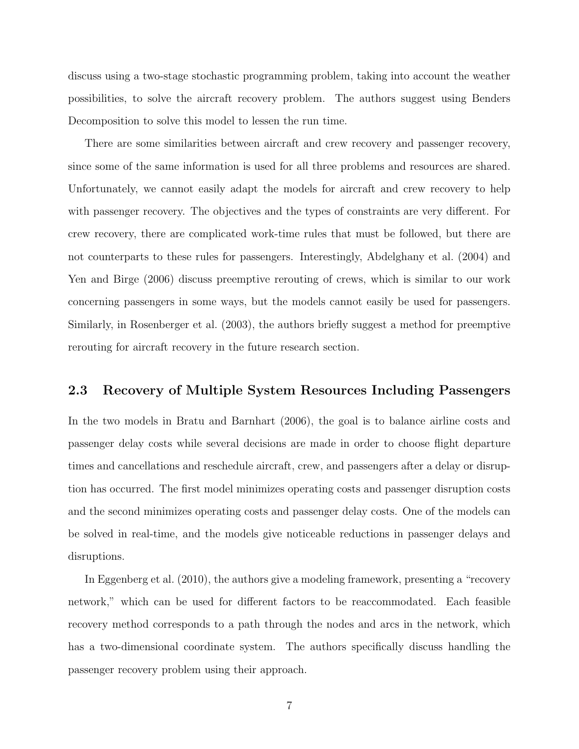discuss using a two-stage stochastic programming problem, taking into account the weather possibilities, to solve the aircraft recovery problem. The authors suggest using Benders Decomposition to solve this model to lessen the run time.

There are some similarities between aircraft and crew recovery and passenger recovery, since some of the same information is used for all three problems and resources are shared. Unfortunately, we cannot easily adapt the models for aircraft and crew recovery to help with passenger recovery. The objectives and the types of constraints are very different. For crew recovery, there are complicated work-time rules that must be followed, but there are not counterparts to these rules for passengers. Interestingly, Abdelghany et al. (2004) and Yen and Birge (2006) discuss preemptive rerouting of crews, which is similar to our work concerning passengers in some ways, but the models cannot easily be used for passengers. Similarly, in Rosenberger et al. (2003), the authors briefly suggest a method for preemptive rerouting for aircraft recovery in the future research section.

## 2.3 Recovery of Multiple System Resources Including Passengers

In the two models in Bratu and Barnhart (2006), the goal is to balance airline costs and passenger delay costs while several decisions are made in order to choose flight departure times and cancellations and reschedule aircraft, crew, and passengers after a delay or disruption has occurred. The first model minimizes operating costs and passenger disruption costs and the second minimizes operating costs and passenger delay costs. One of the models can be solved in real-time, and the models give noticeable reductions in passenger delays and disruptions.

In Eggenberg et al. (2010), the authors give a modeling framework, presenting a "recovery network," which can be used for different factors to be reaccommodated. Each feasible recovery method corresponds to a path through the nodes and arcs in the network, which has a two-dimensional coordinate system. The authors specifically discuss handling the passenger recovery problem using their approach.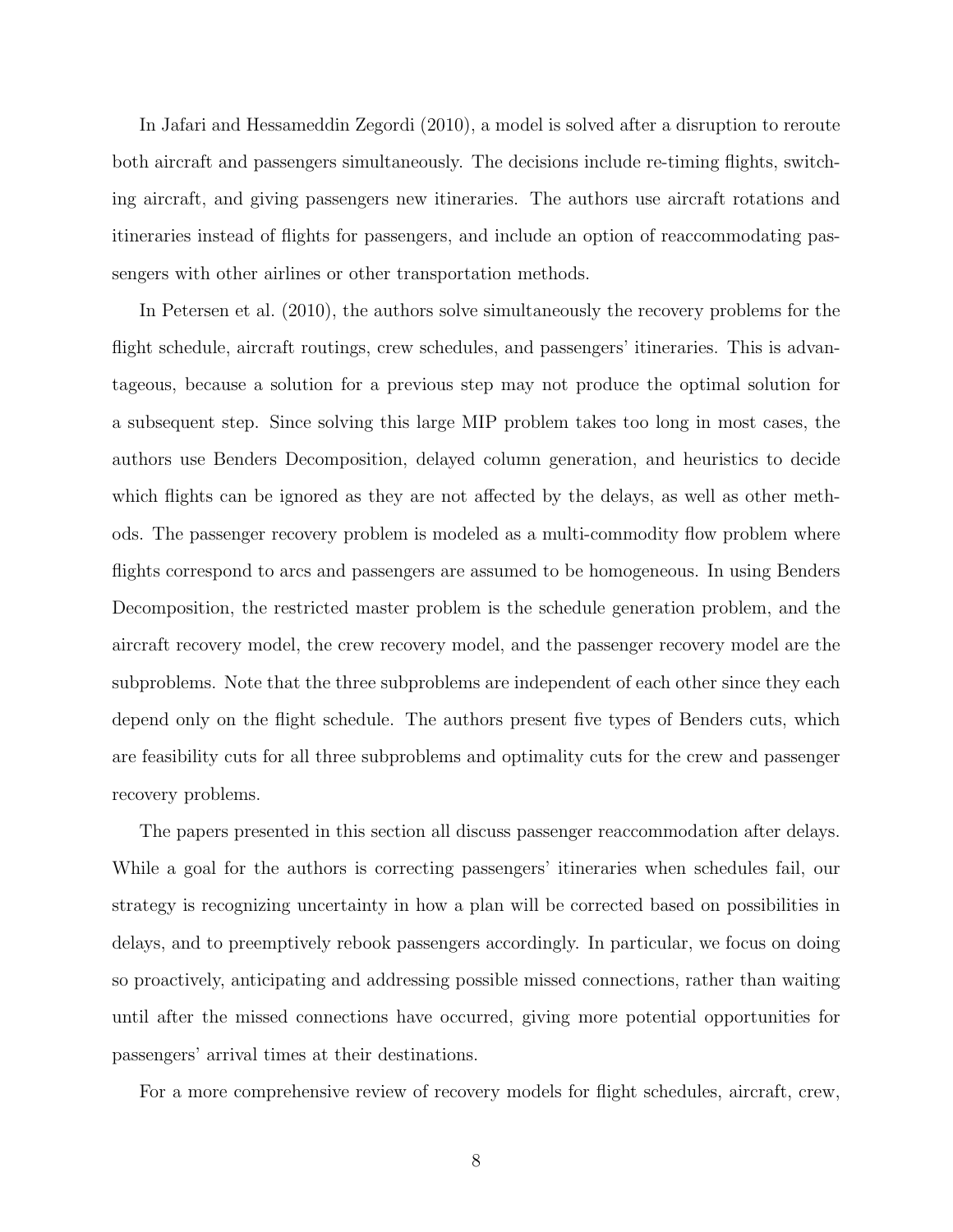In Jafari and Hessameddin Zegordi (2010), a model is solved after a disruption to reroute both aircraft and passengers simultaneously. The decisions include re-timing flights, switching aircraft, and giving passengers new itineraries. The authors use aircraft rotations and itineraries instead of flights for passengers, and include an option of reaccommodating passengers with other airlines or other transportation methods.

In Petersen et al. (2010), the authors solve simultaneously the recovery problems for the flight schedule, aircraft routings, crew schedules, and passengers' itineraries. This is advantageous, because a solution for a previous step may not produce the optimal solution for a subsequent step. Since solving this large MIP problem takes too long in most cases, the authors use Benders Decomposition, delayed column generation, and heuristics to decide which flights can be ignored as they are not affected by the delays, as well as other methods. The passenger recovery problem is modeled as a multi-commodity flow problem where flights correspond to arcs and passengers are assumed to be homogeneous. In using Benders Decomposition, the restricted master problem is the schedule generation problem, and the aircraft recovery model, the crew recovery model, and the passenger recovery model are the subproblems. Note that the three subproblems are independent of each other since they each depend only on the flight schedule. The authors present five types of Benders cuts, which are feasibility cuts for all three subproblems and optimality cuts for the crew and passenger recovery problems.

The papers presented in this section all discuss passenger reaccommodation after delays. While a goal for the authors is correcting passengers' itineraries when schedules fail, our strategy is recognizing uncertainty in how a plan will be corrected based on possibilities in delays, and to preemptively rebook passengers accordingly. In particular, we focus on doing so proactively, anticipating and addressing possible missed connections, rather than waiting until after the missed connections have occurred, giving more potential opportunities for passengers' arrival times at their destinations.

For a more comprehensive review of recovery models for flight schedules, aircraft, crew,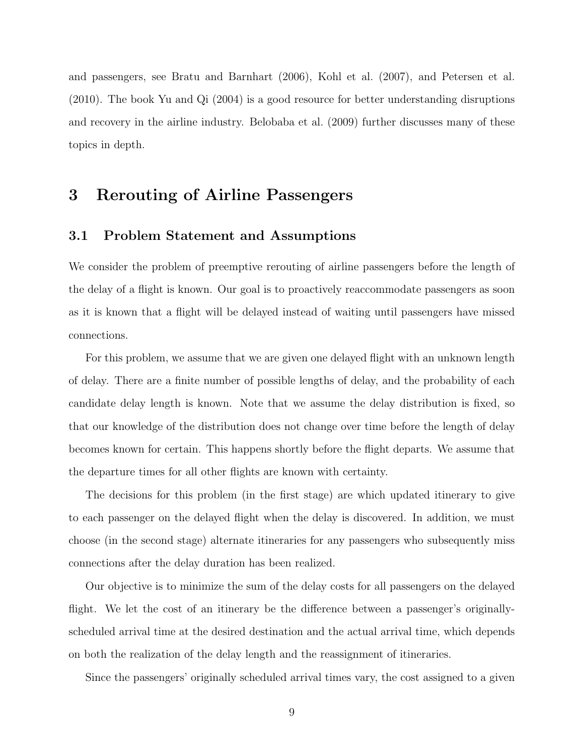and passengers, see Bratu and Barnhart (2006), Kohl et al. (2007), and Petersen et al. (2010). The book Yu and Qi (2004) is a good resource for better understanding disruptions and recovery in the airline industry. Belobaba et al. (2009) further discusses many of these topics in depth.

# 3 Rerouting of Airline Passengers

## 3.1 Problem Statement and Assumptions

We consider the problem of preemptive rerouting of airline passengers before the length of the delay of a flight is known. Our goal is to proactively reaccommodate passengers as soon as it is known that a flight will be delayed instead of waiting until passengers have missed connections.

For this problem, we assume that we are given one delayed flight with an unknown length of delay. There are a finite number of possible lengths of delay, and the probability of each candidate delay length is known. Note that we assume the delay distribution is fixed, so that our knowledge of the distribution does not change over time before the length of delay becomes known for certain. This happens shortly before the flight departs. We assume that the departure times for all other flights are known with certainty.

The decisions for this problem (in the first stage) are which updated itinerary to give to each passenger on the delayed flight when the delay is discovered. In addition, we must choose (in the second stage) alternate itineraries for any passengers who subsequently miss connections after the delay duration has been realized.

Our objective is to minimize the sum of the delay costs for all passengers on the delayed flight. We let the cost of an itinerary be the difference between a passenger's originally-scheduled arrival time at the desired destination and the actual arrival time, which depends on both the realization of the delay length and the reassignment of itineraries.

Since the passengers' originally scheduled arrival times vary, the cost assigned to a given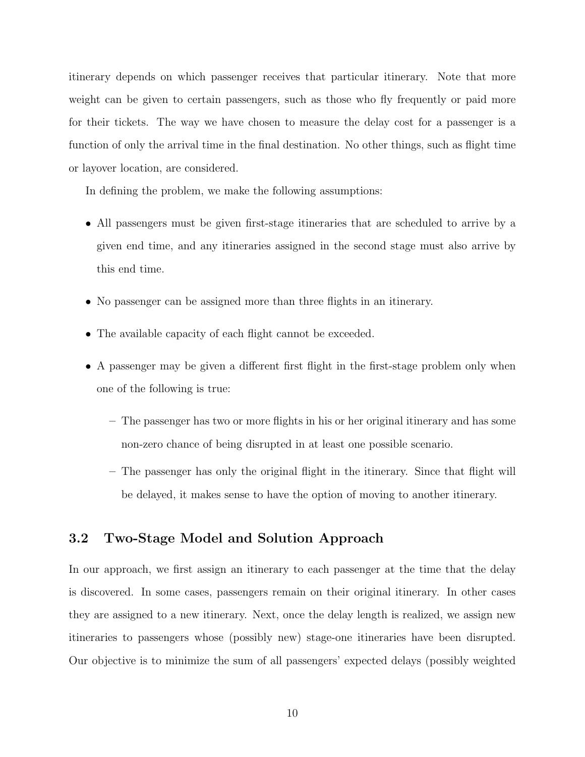itinerary depends on which passenger receives that particular itinerary. Note that more weight can be given to certain passengers, such as those who fly frequently or paid more for their tickets. The way we have chosen to measure the delay cost for a passenger is a function of only the arrival time in the final destination. No other things, such as flight time or layover location, are considered.

In defining the problem, we make the following assumptions:

- All passengers must be given first-stage itineraries that are scheduled to arrive by a given end time, and any itineraries assigned in the second stage must also arrive by this end time.
- No passenger can be assigned more than three flights in an itinerary.
- The available capacity of each flight cannot be exceeded.
- A passenger may be given a different first flight in the first-stage problem only when one of the following is true:
  - The passenger has two or more flights in his or her original itinerary and has some non-zero chance of being disrupted in at least one possible scenario.
  - The passenger has only the original flight in the itinerary. Since that flight will be delayed, it makes sense to have the option of moving to another itinerary.

## 3.2 Two-Stage Model and Solution Approach

In our approach, we first assign an itinerary to each passenger at the time that the delay is discovered. In some cases, passengers remain on their original itinerary. In other cases they are assigned to a new itinerary. Next, once the delay length is realized, we assign new itineraries to passengers whose (possibly new) stage-one itineraries have been disrupted. Our objective is to minimize the sum of all passengers' expected delays (possibly weighted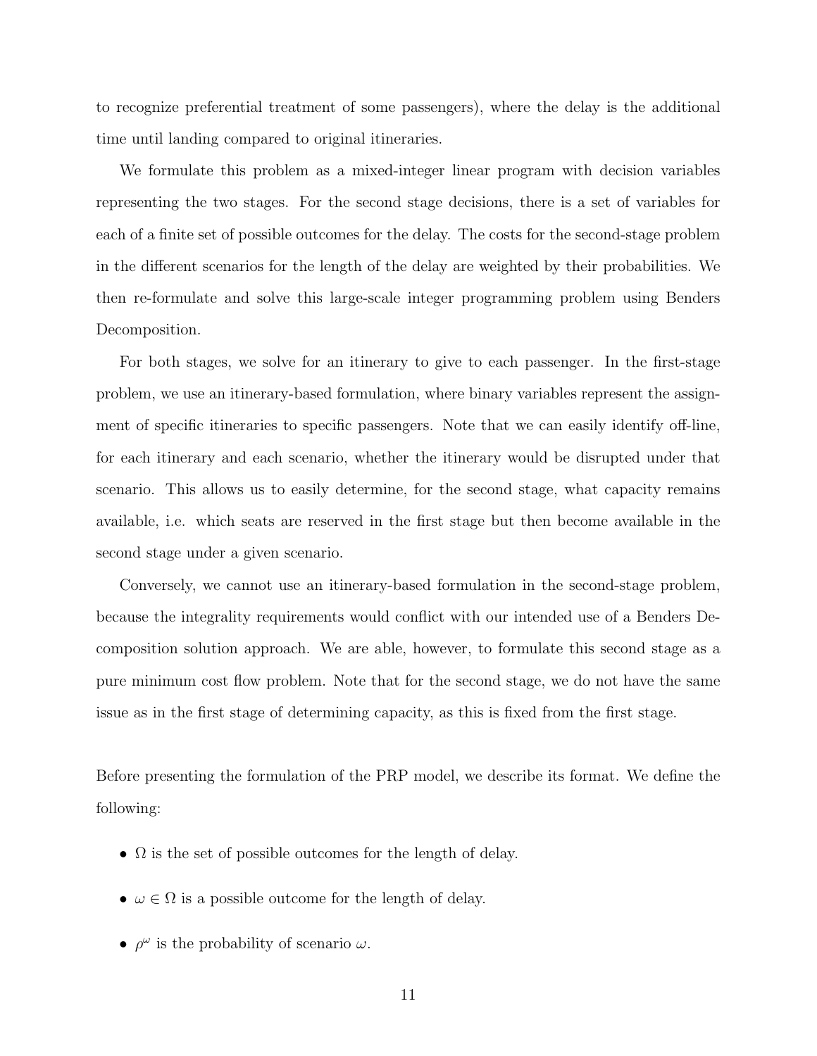to recognize preferential treatment of some passengers), where the delay is the additional time until landing compared to original itineraries.

We formulate this problem as a mixed-integer linear program with decision variables representing the two stages. For the second stage decisions, there is a set of variables for each of a finite set of possible outcomes for the delay. The costs for the second-stage problem in the different scenarios for the length of the delay are weighted by their probabilities. We then re-formulate and solve this large-scale integer programming problem using Benders Decomposition.

For both stages, we solve for an itinerary to give to each passenger. In the first-stage problem, we use an itinerary-based formulation, where binary variables represent the assignment of specific itineraries to specific passengers. Note that we can easily identify off-line, for each itinerary and each scenario, whether the itinerary would be disrupted under that scenario. This allows us to easily determine, for the second stage, what capacity remains available, i.e. which seats are reserved in the first stage but then become available in the second stage under a given scenario.

Conversely, we cannot use an itinerary-based formulation in the second-stage problem, because the integrality requirements would conflict with our intended use of a Benders Decomposition solution approach. We are able, however, to formulate this second stage as a pure minimum cost flow problem. Note that for the second stage, we do not have the same issue as in the first stage of determining capacity, as this is fixed from the first stage.

Before presenting the formulation of the PRP model, we describe its format. We define the following:

- $\Omega$ is the set of possible outcomes for the length of delay.
- $\omega \in \Omega$ is a possible outcome for the length of delay.
- $\rho^{\omega}$ is the probability of scenario $\omega$.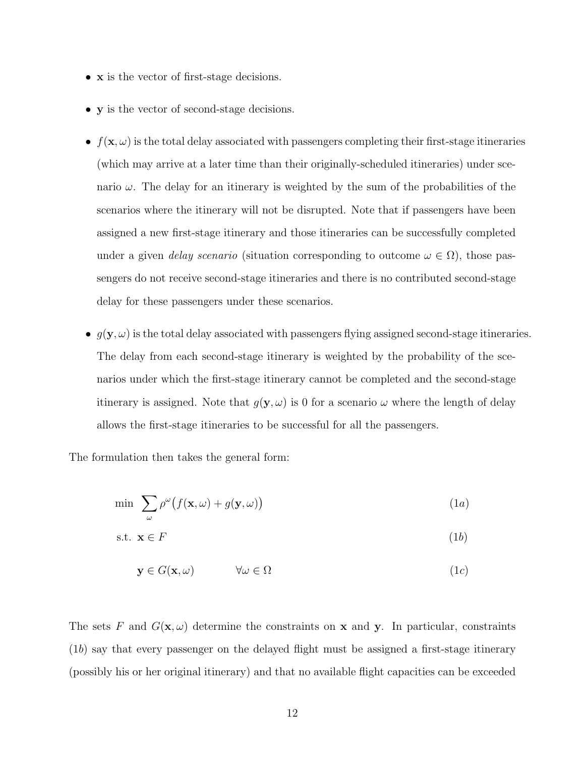- $\mathbf{x}$ is the vector of first-stage decisions.
- $\mathbf{y}$ is the vector of second-stage decisions.
- $f(\mathbf{x}, \omega)$ is the total delay associated with passengers completing their first-stage itineraries (which may arrive at a later time than their originally-scheduled itineraries) under scenario $\omega$. The delay for an itinerary is weighted by the sum of the probabilities of the scenarios where the itinerary will not be disrupted. Note that if passengers have been assigned a new first-stage itinerary and those itineraries can be successfully completed under a given *delay scenario* (situation corresponding to outcome $\omega \in \Omega$), those passengers do not receive second-stage itineraries and there is no contributed second-stage delay for these passengers under these scenarios.
- $g(\mathbf{y}, \omega)$ is the total delay associated with passengers flying assigned second-stage itineraries. The delay from each second-stage itinerary is weighted by the probability of the scenarios under which the first-stage itinerary cannot be completed and the second-stage itinerary is assigned. Note that $g(\mathbf{y}, \omega)$ is 0 for a scenario $\omega$ where the length of delay allows the first-stage itineraries to be successful for all the passengers.

The formulation then takes the general form:

$$\min \sum_{\omega} \rho^{\omega} \big( f(\mathbf{x}, \omega) + g(\mathbf{y}, \omega) \big) \tag{1a}$$

$$\text{s.t. } \mathbf{x} \in F \tag{1b}$$

$$\mathbf{y} \in G(\mathbf{x}, \omega) \qquad \forall \omega \in \Omega \tag{1c}$$

The sets $F$ and $G(\mathbf{x}, \omega)$ determine the constraints on $\mathbf{x}$ and $\mathbf{y}$. In particular, constraints (1$b$) say that every passenger on the delayed flight must be assigned a first-stage itinerary (possibly his or her original itinerary) and that no available flight capacities can be exceeded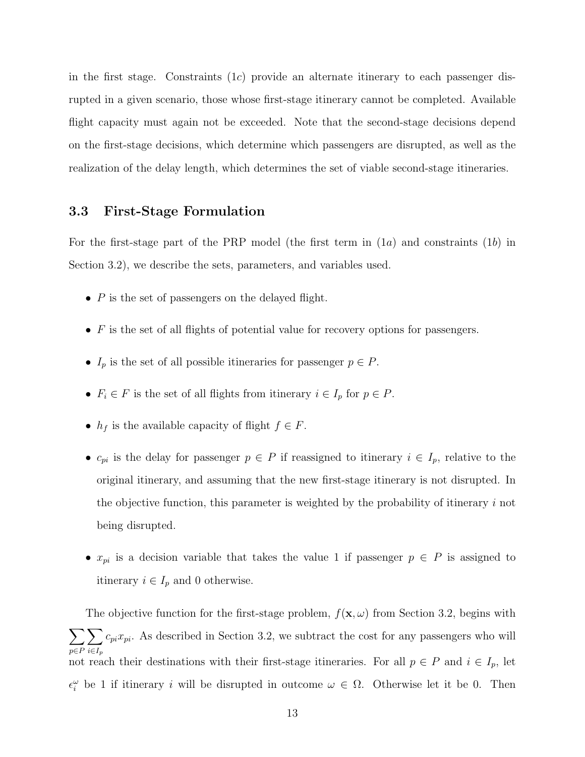in the first stage. Constraints (1$c$) provide an alternate itinerary to each passenger disrupted in a given scenario, those whose first-stage itinerary cannot be completed. Available flight capacity must again not be exceeded. Note that the second-stage decisions depend on the first-stage decisions, which determine which passengers are disrupted, as well as the realization of the delay length, which determines the set of viable second-stage itineraries.

### 3.3 First-Stage Formulation

For the first-stage part of the PRP model (the first term in (1$a$) and constraints (1$b$) in Section 3.2), we describe the sets, parameters, and variables used.

- $P$ is the set of passengers on the delayed flight.
- $F$ is the set of all flights of potential value for recovery options for passengers.
- $I_p$ is the set of all possible itineraries for passenger $p \in P$.
- $F_i \in F$ is the set of all flights from itinerary $i \in I_p$ for $p \in P$.
- $h_f$ is the available capacity of flight $f \in F$.
- $c_{pi}$ is the delay for passenger $p \in P$ if reassigned to itinerary $i \in I_p$, relative to the original itinerary, and assuming that the new first-stage itinerary is not disrupted. In the objective function, this parameter is weighted by the probability of itinerary $i$ not being disrupted.
- $x_{pi}$ is a decision variable that takes the value 1 if passenger $p \in P$ is assigned to itinerary $i \in I_p$ and 0 otherwise.

The objective function for the first-stage problem, $f(\mathbf{x}, \omega)$ from Section 3.2, begins with $\sum_{p \in P} \sum_{i \in I_p} c_{pi} x_{pi}$. As described in Section 3.2, we subtract the cost for any passengers who will not reach their destinations with their first-stage itineraries. For all $p \in P$ and $i \in I_p$, let $\epsilon_i^\omega$ be 1 if itinerary $i$ will be disrupted in outcome $\omega \in \Omega$. Otherwise let it be 0. Then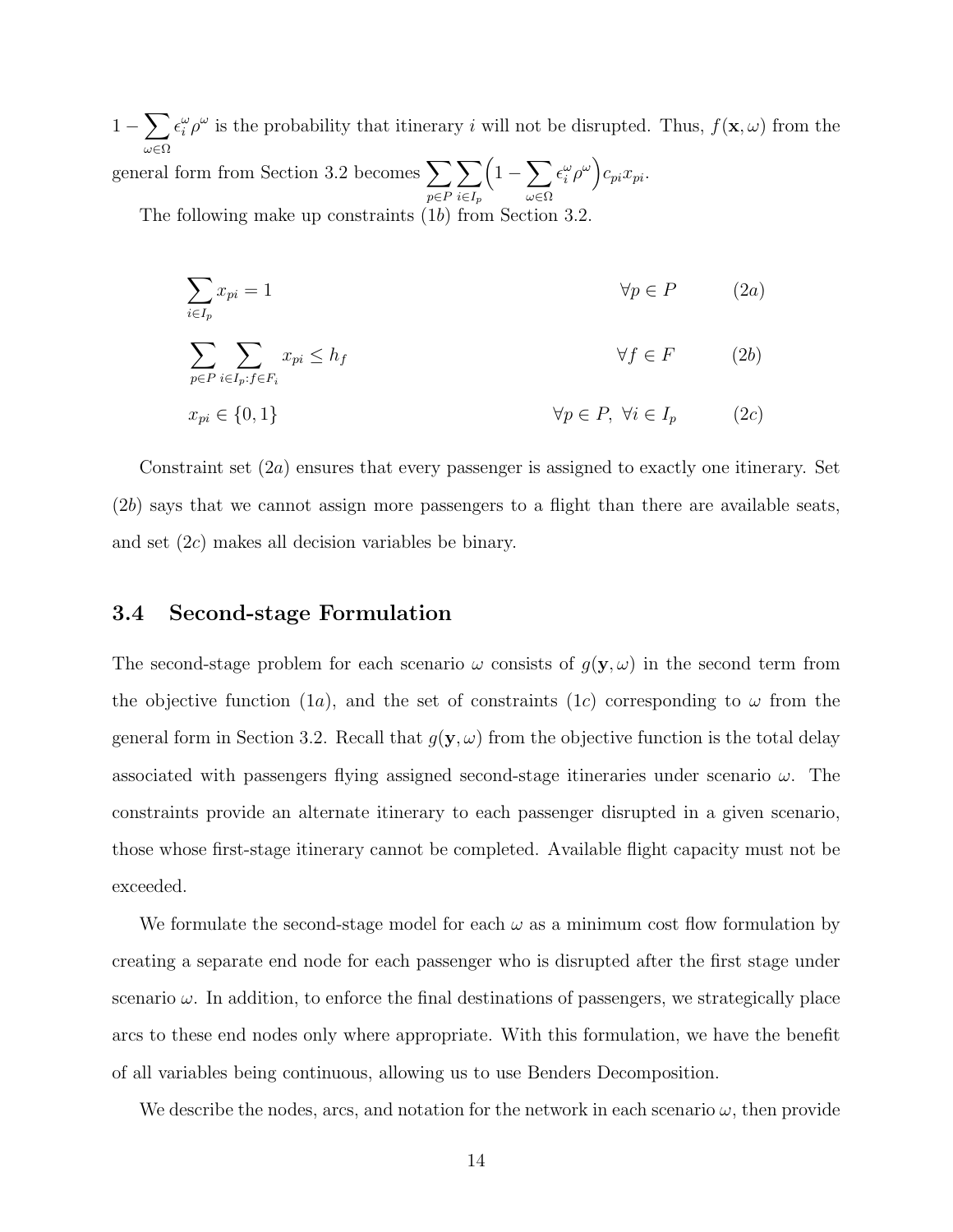$1 - \sum_{\omega \in \Omega} \epsilon_i^\omega \rho^\omega$ is the probability that itinerary $i$ will not be disrupted. Thus, $f(\mathbf{x}, \omega)$ from the general form from Section 3.2 becomes $\sum_{p \in P} \sum_{i \in I_p} \Big(1 - \sum_{\omega \in \Omega} \epsilon_i^\omega \rho^\omega\Big) c_{pi} x_{pi}$.

The following make up constraints ($1b$) from Section 3.2.

$$\sum_{i \in I_p} x_{pi} = 1 \qquad \forall p \in P \qquad (2a)$$

$$\sum_{p \in P} \sum_{i \in I_p : f \in F_i} x_{pi} \leq h_f \qquad \forall f \in F \qquad (2b)$$

$$x_{pi} \in \{0, 1\} \qquad \forall p \in P,\ \forall i \in I_p \qquad (2c)$$

Constraint set ($2a$) ensures that every passenger is assigned to exactly one itinerary. Set ($2b$) says that we cannot assign more passengers to a flight than there are available seats, and set ($2c$) makes all decision variables be binary.

### 3.4 Second-stage Formulation

The second-stage problem for each scenario $\omega$ consists of $g(\mathbf{y}, \omega)$ in the second term from the objective function ($1a$), and the set of constraints ($1c$) corresponding to $\omega$ from the general form in Section 3.2. Recall that $g(\mathbf{y}, \omega)$ from the objective function is the total delay associated with passengers flying assigned second-stage itineraries under scenario $\omega$. The constraints provide an alternate itinerary to each passenger disrupted in a given scenario, those whose first-stage itinerary cannot be completed. Available flight capacity must not be exceeded.

We formulate the second-stage model for each $\omega$ as a minimum cost flow formulation by creating a separate end node for each passenger who is disrupted after the first stage under scenario $\omega$. In addition, to enforce the final destinations of passengers, we strategically place arcs to these end nodes only where appropriate. With this formulation, we have the benefit of all variables being continuous, allowing us to use Benders Decomposition.

We describe the nodes, arcs, and notation for the network in each scenario $\omega$, then provide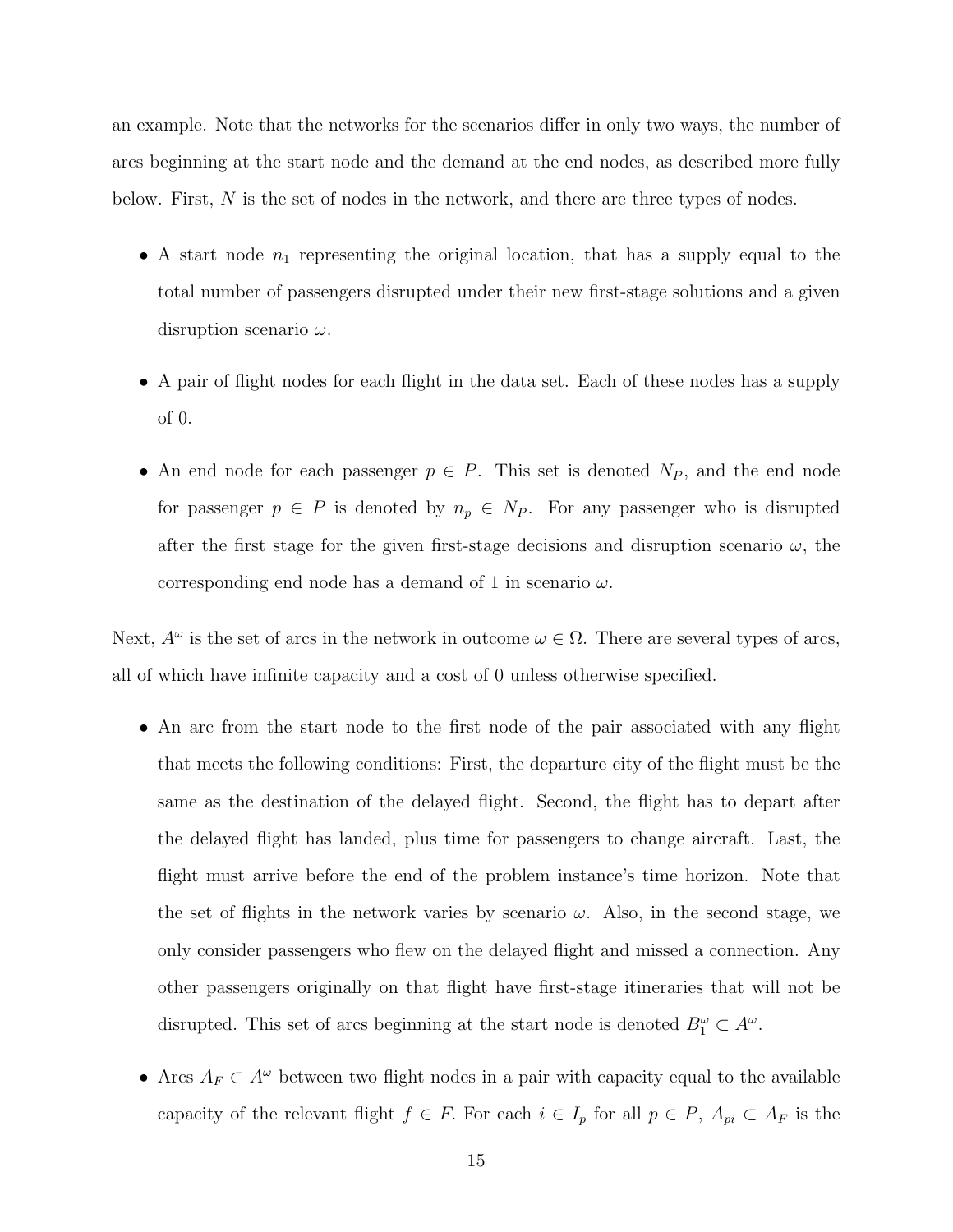an example. Note that the networks for the scenarios differ in only two ways, the number of arcs beginning at the start node and the demand at the end nodes, as described more fully below. First, $N$ is the set of nodes in the network, and there are three types of nodes.

- A start node $n_1$ representing the original location, that has a supply equal to the total number of passengers disrupted under their new first-stage solutions and a given disruption scenario $\omega$.
- A pair of flight nodes for each flight in the data set. Each of these nodes has a supply of 0.
- An end node for each passenger $p \in P$. This set is denoted $N_P$, and the end node for passenger $p \in P$ is denoted by $n_p \in N_P$. For any passenger who is disrupted after the first stage for the given first-stage decisions and disruption scenario $\omega$, the corresponding end node has a demand of 1 in scenario $\omega$.

Next, $A^\omega$ is the set of arcs in the network in outcome $\omega \in \Omega$. There are several types of arcs, all of which have infinite capacity and a cost of 0 unless otherwise specified.

- An arc from the start node to the first node of the pair associated with any flight that meets the following conditions: First, the departure city of the flight must be the same as the destination of the delayed flight. Second, the flight has to depart after the delayed flight has landed, plus time for passengers to change aircraft. Last, the flight must arrive before the end of the problem instance's time horizon. Note that the set of flights in the network varies by scenario $\omega$. Also, in the second stage, we only consider passengers who flew on the delayed flight and missed a connection. Any other passengers originally on that flight have first-stage itineraries that will not be disrupted. This set of arcs beginning at the start node is denoted $B_1^\omega \subset A^\omega$.
- Arcs $A_F \subset A^\omega$ between two flight nodes in a pair with capacity equal to the available capacity of the relevant flight $f \in F$. For each $i \in I_p$ for all $p \in P$, $A_{pi} \subset A_F$ is the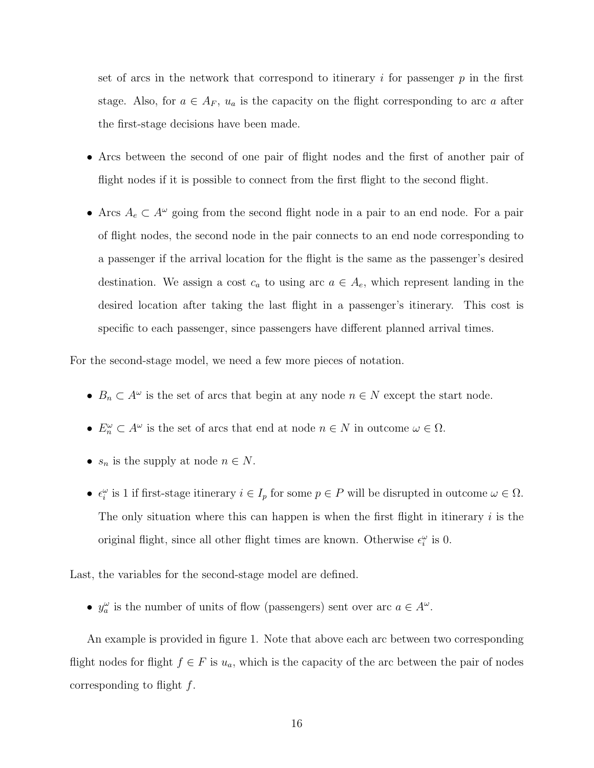set of arcs in the network that correspond to itinerary $i$ for passenger $p$ in the first stage. Also, for $a \in A_F$, $u_a$ is the capacity on the flight corresponding to arc $a$ after the first-stage decisions have been made.

- Arcs between the second of one pair of flight nodes and the first of another pair of flight nodes if it is possible to connect from the first flight to the second flight.
- Arcs $A_e \subset A^\omega$ going from the second flight node in a pair to an end node. For a pair of flight nodes, the second node in the pair connects to an end node corresponding to a passenger if the arrival location for the flight is the same as the passenger's desired destination. We assign a cost $c_a$ to using arc $a \in A_e$, which represent landing in the desired location after taking the last flight in a passenger's itinerary. This cost is specific to each passenger, since passengers have different planned arrival times.

For the second-stage model, we need a few more pieces of notation.

- $B_n \subset A^\omega$ is the set of arcs that begin at any node $n \in N$ except the start node.
- $E_n^\omega \subset A^\omega$ is the set of arcs that end at node $n \in N$ in outcome $\omega \in \Omega$.
- $s_n$ is the supply at node $n \in N$.
- $\epsilon_i^\omega$ is 1 if first-stage itinerary $i \in I_p$ for some $p \in P$ will be disrupted in outcome $\omega \in \Omega$. The only situation where this can happen is when the first flight in itinerary $i$ is the original flight, since all other flight times are known. Otherwise $\epsilon_i^\omega$ is 0.

Last, the variables for the second-stage model are defined.

- $y_a^\omega$ is the number of units of flow (passengers) sent over arc $a \in A^\omega$.

An example is provided in figure 1. Note that above each arc between two corresponding flight nodes for flight $f \in F$ is $u_a$, which is the capacity of the arc between the pair of nodes corresponding to flight $f$.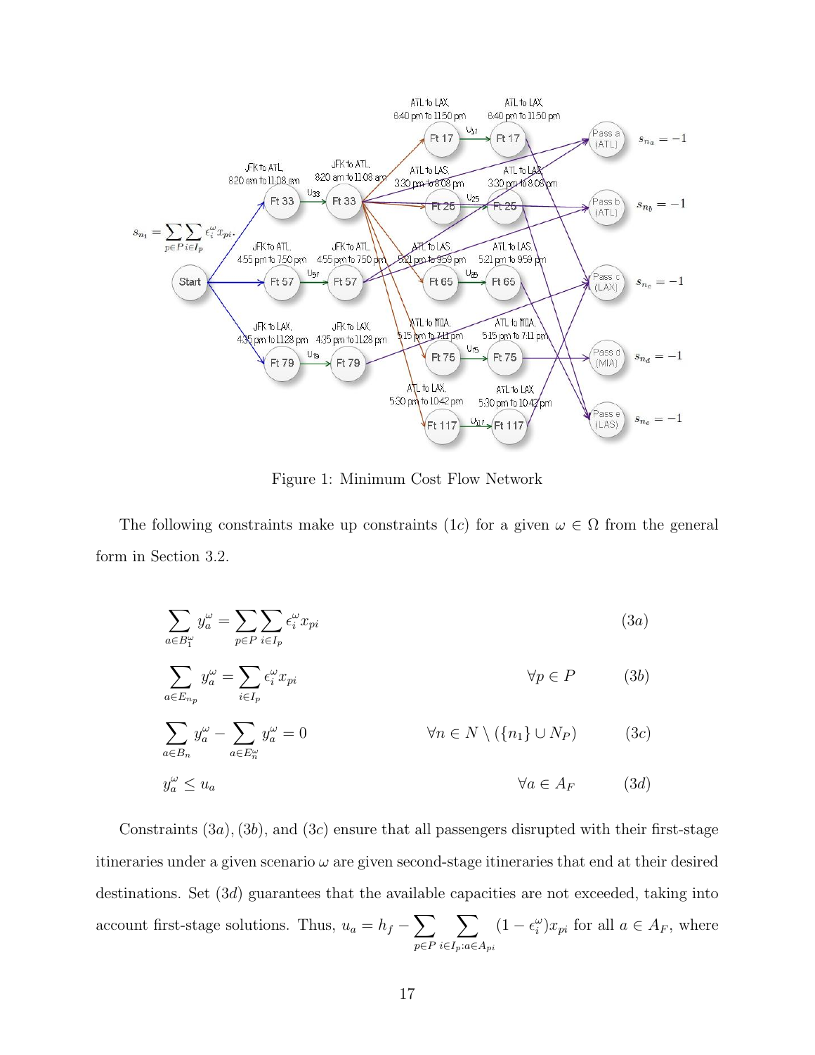Figure 1: Minimum Cost Flow Network

The following constraints make up constraints $(1c)$ for a given $\omega \in \Omega$ from the general form in Section 3.2.

$$\sum_{a \in B_1^\omega} y_a^\omega = \sum_{p \in P} \sum_{i \in I_p} \epsilon_i^\omega x_{pi} \tag{3a}$$

$$\sum_{a \in E_{n_p}} y_a^\omega = \sum_{i \in I_p} \epsilon_i^\omega x_{pi} \qquad \forall p \in P \tag{3b}$$

$$\sum_{a \in B_n} y_a^\omega - \sum_{a \in E_n^\omega} y_a^\omega = 0 \qquad \forall n \in N \setminus (\{n_1\} \cup N_P) \tag{3c}$$

$$y_a^\omega \leq u_a \qquad \forall a \in A_F \tag{3d}$$

Constraints $(3a)$, $(3b)$, and $(3c)$ ensure that all passengers disrupted with their first-stage itineraries under a given scenario $\omega$ are given second-stage itineraries that end at their desired destinations. Set $(3d)$ guarantees that the available capacities are not exceeded, taking into account first-stage solutions. Thus, $u_a = h_f - \sum_{p \in P} \sum_{i \in I_p : a \in A_{pi}} (1 - \epsilon_i^\omega) x_{pi}$ for all $a \in A_F$, where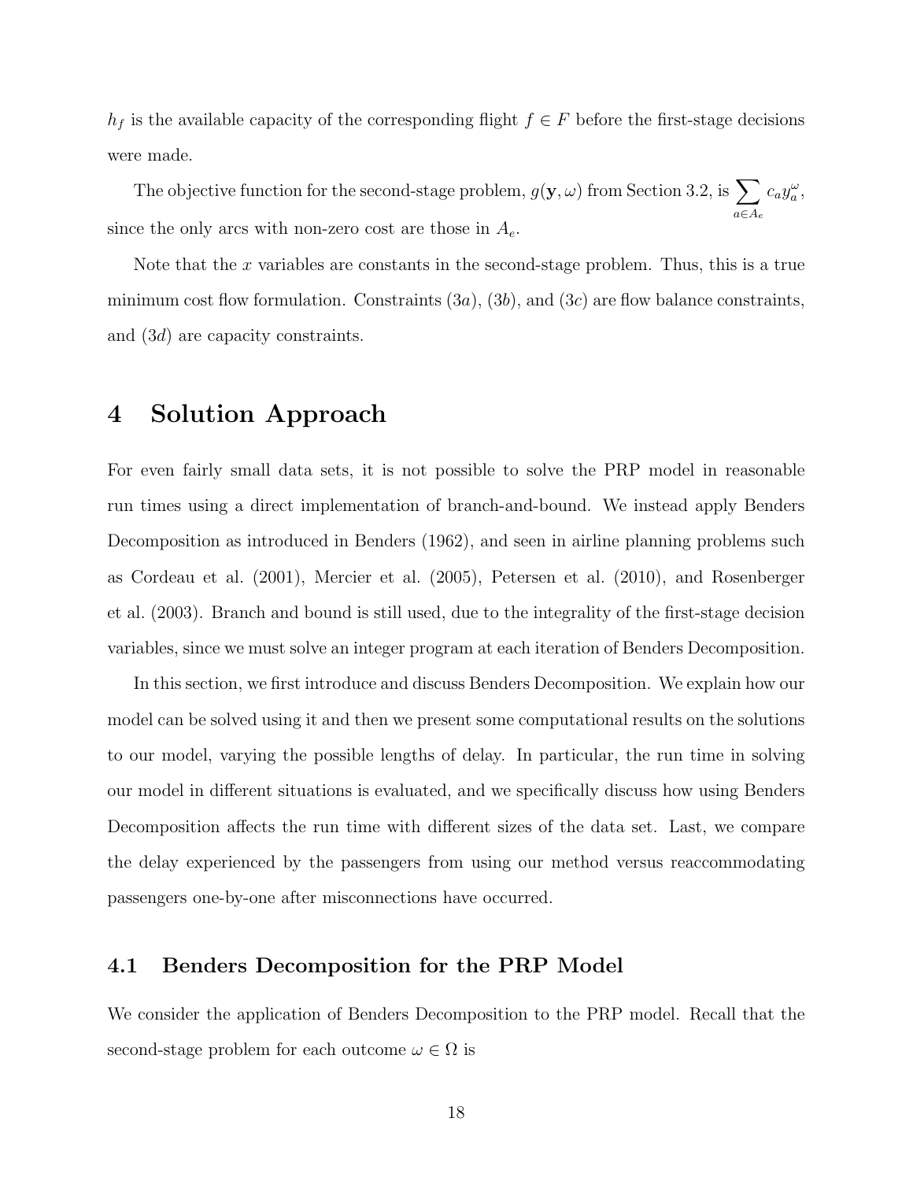$h_f$ is the available capacity of the corresponding flight $f \in F$ before the first-stage decisions were made.

The objective function for the second-stage problem, $g(\mathbf{y}, \omega)$ from Section 3.2, is $\sum_{a \in A_e} c_a y_a^\omega$, since the only arcs with non-zero cost are those in $A_e$.

Note that the $x$ variables are constants in the second-stage problem. Thus, this is a true minimum cost flow formulation. Constraints $(3a)$, $(3b)$, and $(3c)$ are flow balance constraints, and $(3d)$ are capacity constraints.

# 4 Solution Approach

For even fairly small data sets, it is not possible to solve the PRP model in reasonable run times using a direct implementation of branch-and-bound. We instead apply Benders Decomposition as introduced in Benders (1962), and seen in airline planning problems such as Cordeau et al. (2001), Mercier et al. (2005), Petersen et al. (2010), and Rosenberger et al. (2003). Branch and bound is still used, due to the integrality of the first-stage decision variables, since we must solve an integer program at each iteration of Benders Decomposition.

In this section, we first introduce and discuss Benders Decomposition. We explain how our model can be solved using it and then we present some computational results on the solutions to our model, varying the possible lengths of delay. In particular, the run time in solving our model in different situations is evaluated, and we specifically discuss how using Benders Decomposition affects the run time with different sizes of the data set. Last, we compare the delay experienced by the passengers from using our method versus reaccommodating passengers one-by-one after misconnections have occurred.

## 4.1 Benders Decomposition for the PRP Model

We consider the application of Benders Decomposition to the PRP model. Recall that the second-stage problem for each outcome $\omega \in \Omega$ is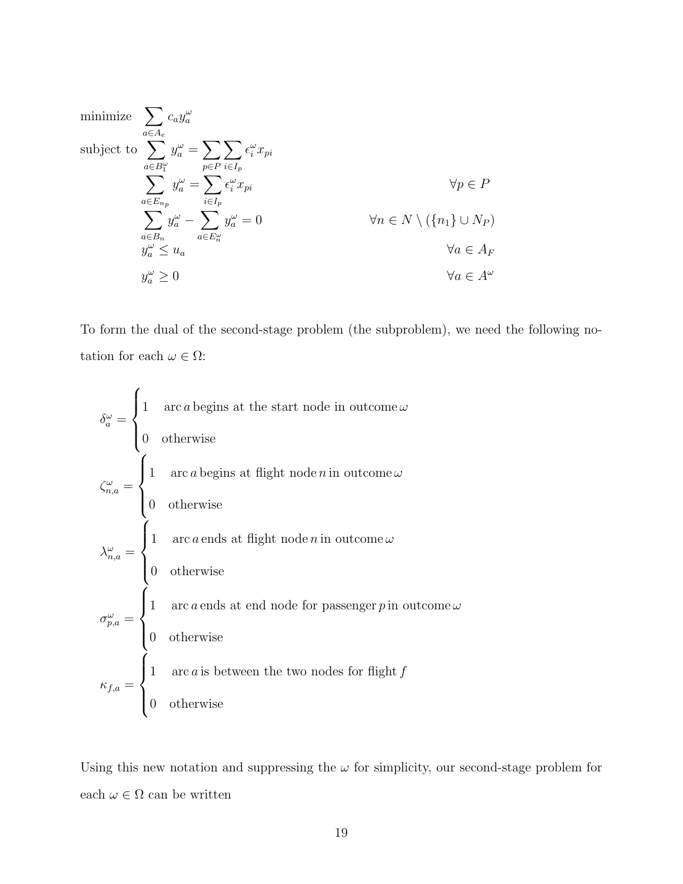$$
\begin{aligned}
\text{minimize} \quad & \sum_{a \in A_e} c_a y_a^\omega \\
\text{subject to} \quad & \sum_{a \in B_1^\omega} y_a^\omega = \sum_{p \in P} \sum_{i \in I_p} \epsilon_i^\omega x_{pi} \\
& \sum_{a \in E_{n_p}} y_a^\omega = \sum_{i \in I_p} \epsilon_i^\omega x_{pi} && \forall p \in P \\
& \sum_{a \in B_n} y_a^\omega - \sum_{a \in E_n^\omega} y_a^\omega = 0 && \forall n \in N \setminus (\{n_1\} \cup N_P) \\
& y_a^\omega \leq u_a && \forall a \in A_F \\
& y_a^\omega \geq 0 && \forall a \in A^\omega
\end{aligned}
$$

To form the dual of the second-stage problem (the subproblem), we need the following notation for each $\omega \in \Omega$:

$$
\delta_a^\omega = \begin{cases} 1 & \text{arc}\, a\, \text{begins at the start node in outcome}\, \omega \\ 0 & \text{otherwise} \end{cases}
$$

$$
\zeta_{n,a}^\omega = \begin{cases} 1 & \text{arc}\, a\, \text{begins at flight node}\, n\, \text{in outcome}\, \omega \\ 0 & \text{otherwise} \end{cases}
$$

$$
\lambda_{n,a}^\omega = \begin{cases} 1 & \text{arc}\, a\, \text{ends at flight node}\, n\, \text{in outcome}\, \omega \\ 0 & \text{otherwise} \end{cases}
$$

$$
\sigma_{p,a}^\omega = \begin{cases} 1 & \text{arc}\, a\, \text{ends at end node for passenger}\, p\, \text{in outcome}\, \omega \\ 0 & \text{otherwise} \end{cases}
$$

$$
\kappa_{f,a} = \begin{cases} 1 & \text{arc}\, a\, \text{is between the two nodes for flight}\, f \\ 0 & \text{otherwise} \end{cases}
$$

Using this new notation and suppressing the $\omega$ for simplicity, our second-stage problem for each $\omega \in \Omega$ can be written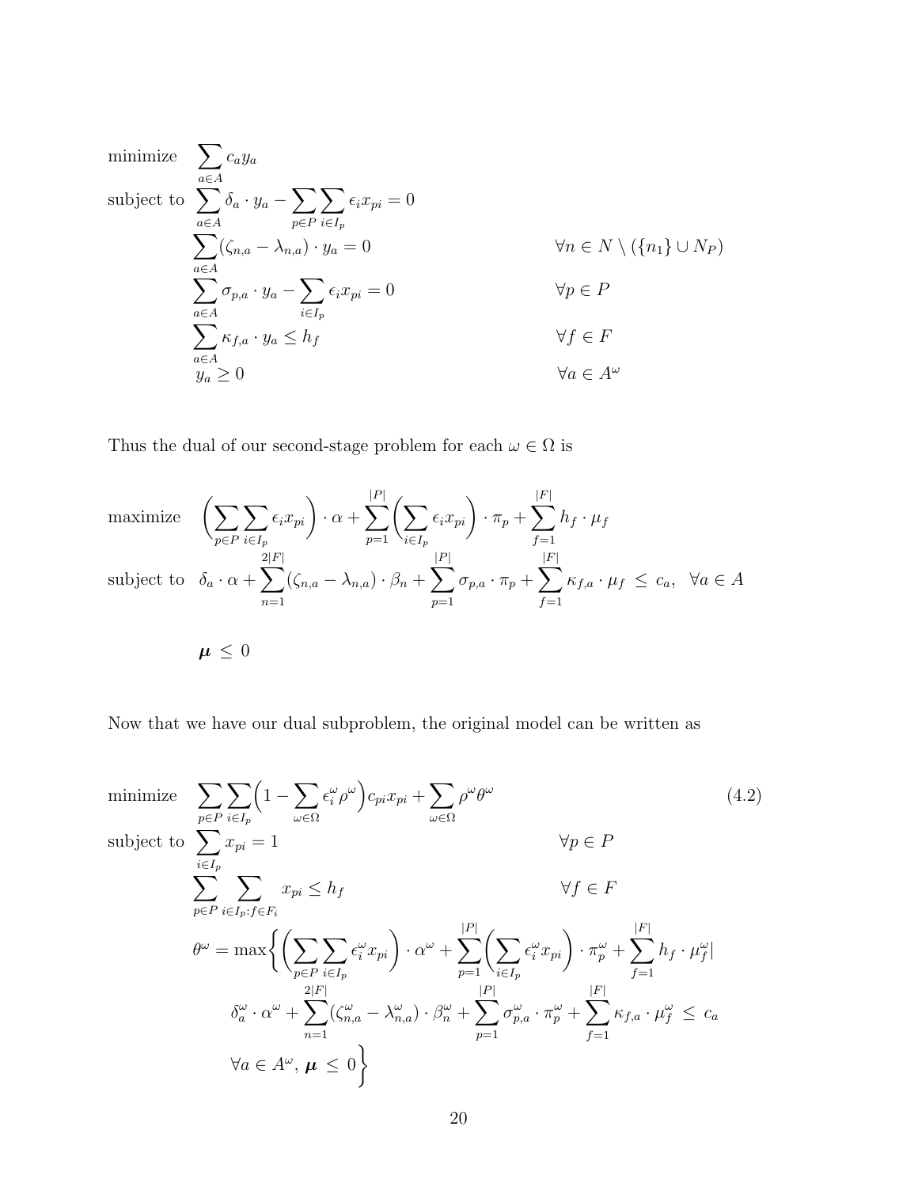$$
\begin{aligned}
\text{minimize} \quad & \sum_{a \in A} c_a y_a \\
\text{subject to} \quad & \sum_{a \in A} \delta_a \cdot y_a - \sum_{p \in P} \sum_{i \in I_p} \epsilon_i x_{pi} = 0 \\
& \sum_{a \in A} (\zeta_{n,a} - \lambda_{n,a}) \cdot y_a = 0 && \forall n \in N \setminus (\{n_1\} \cup N_P) \\
& \sum_{a \in A} \sigma_{p,a} \cdot y_a - \sum_{i \in I_p} \epsilon_i x_{pi} = 0 && \forall p \in P \\
& \sum_{a \in A} \kappa_{f,a} \cdot y_a \leq h_f && \forall f \in F \\
& y_a \geq 0 && \forall a \in A^\omega
\end{aligned}
$$

Thus the dual of our second-stage problem for each $\omega \in \Omega$ is

$$
\begin{aligned}
\text{maximize} \quad & \left( \sum_{p \in P} \sum_{i \in I_p} \epsilon_i x_{pi} \right) \cdot \alpha + \sum_{p=1}^{|P|} \left( \sum_{i \in I_p} \epsilon_i x_{pi} \right) \cdot \pi_p + \sum_{f=1}^{|F|} h_f \cdot \mu_f \\
\text{subject to} \quad & \delta_a \cdot \alpha + \sum_{n=1}^{2|F|} (\zeta_{n,a} - \lambda_{n,a}) \cdot \beta_n + \sum_{p=1}^{|P|} \sigma_{p,a} \cdot \pi_p + \sum_{f=1}^{|F|} \kappa_{f,a} \cdot \mu_f \leq c_a, \quad \forall a \in A \\
& \boldsymbol{\mu} \leq 0
\end{aligned}
$$

Now that we have our dual subproblem, the original model can be written as

$$
\begin{aligned}
\text{minimize} \quad & \sum_{p \in P} \sum_{i \in I_p} \Big( 1 - \sum_{\omega \in \Omega} \epsilon_i^\omega \rho^\omega \Big) c_{pi} x_{pi} + \sum_{\omega \in \Omega} \rho^\omega \theta^\omega && (4.2) \\
\text{subject to} \quad & \sum_{i \in I_p} x_{pi} = 1 && \forall p \in P \\
& \sum_{p \in P} \sum_{i \in I_p : f \in F_i} x_{pi} \leq h_f && \forall f \in F \\
& \theta^\omega = \max \Bigg\{ \left( \sum_{p \in P} \sum_{i \in I_p} \epsilon_i^\omega x_{pi} \right) \cdot \alpha^\omega + \sum_{p=1}^{|P|} \left( \sum_{i \in I_p} \epsilon_i^\omega x_{pi} \right) \cdot \pi_p^\omega + \sum_{f=1}^{|F|} h_f \cdot \mu_f^\omega \Big| \\
& \qquad \delta_a^\omega \cdot \alpha^\omega + \sum_{n=1}^{2|F|} (\zeta_{n,a}^\omega - \lambda_{n,a}^\omega) \cdot \beta_n^\omega + \sum_{p=1}^{|P|} \sigma_{p,a}^\omega \cdot \pi_p^\omega + \sum_{f=1}^{|F|} \kappa_{f,a} \cdot \mu_f^\omega \leq c_a \\
& \qquad \forall a \in A^\omega, \ \boldsymbol{\mu} \leq 0 \Bigg\}
\end{aligned}
$$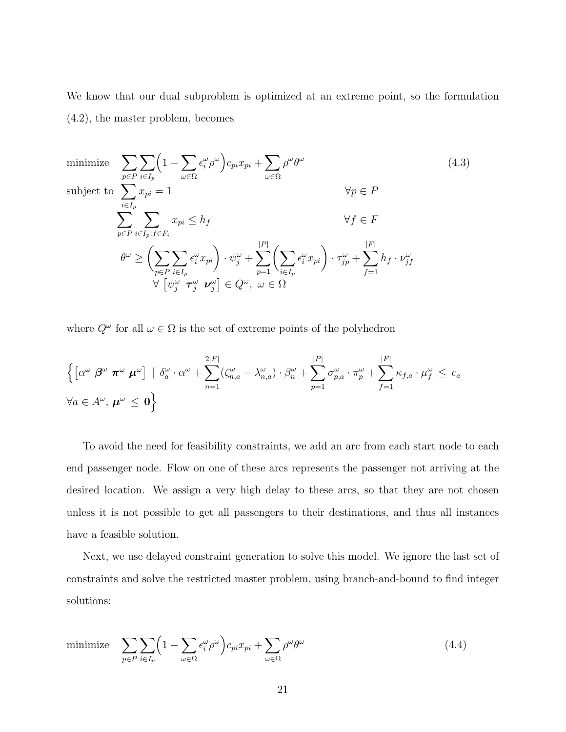We know that our dual subproblem is optimized at an extreme point, so the formulation (4.2), the master problem, becomes

$$
\begin{aligned}
\text{minimize} \quad & \sum_{p \in P} \sum_{i \in I_p} \Big(1 - \sum_{\omega \in \Omega} \epsilon_i^\omega \rho^\omega \Big) c_{pi} x_{pi} + \sum_{\omega \in \Omega} \rho^\omega \theta^\omega && (4.3) \\
\text{subject to} \quad & \sum_{i \in I_p} x_{pi} = 1 && \forall p \in P \\
& \sum_{p \in P} \sum_{i \in I_p : f \in F_i} x_{pi} \leq h_f && \forall f \in F \\
& \theta^\omega \geq \Big( \sum_{p \in P} \sum_{i \in I_p} \epsilon_i^\omega x_{pi} \Big) \cdot \psi_j^\omega + \sum_{p=1}^{|P|} \Big( \sum_{i \in I_p} \epsilon_i^\omega x_{pi} \Big) \cdot \tau_{jp}^\omega + \sum_{f=1}^{|F|} h_f \cdot \nu_{jf}^\omega \\
& \quad \forall \begin{bmatrix} \psi_j^\omega & \boldsymbol{\tau}_j^\omega & \boldsymbol{\nu}_j^\omega \end{bmatrix} \in Q^\omega, \; \omega \in \Omega
\end{aligned}
$$

where $Q^\omega$ for all $\omega \in \Omega$ is the set of extreme points of the polyhedron

$$
\Big\{ \begin{bmatrix} \alpha^\omega & \boldsymbol{\beta}^\omega & \boldsymbol{\pi}^\omega & \boldsymbol{\mu}^\omega \end{bmatrix} \mid \delta_a^\omega \cdot \alpha^\omega + \sum_{n=1}^{2|F|} (\zeta_{n,a}^\omega - \lambda_{n,a}^\omega) \cdot \beta_n^\omega + \sum_{p=1}^{|P|} \sigma_{p,a}^\omega \cdot \pi_p^\omega + \sum_{f=1}^{|F|} \kappa_{f,a} \cdot \mu_f^\omega \leq c_a \\
\forall a \in A^\omega, \; \boldsymbol{\mu}^\omega \leq \mathbf{0} \Big\}
$$

To avoid the need for feasibility constraints, we add an arc from each start node to each end passenger node. Flow on one of these arcs represents the passenger not arriving at the desired location. We assign a very high delay to these arcs, so that they are not chosen unless it is not possible to get all passengers to their destinations, and thus all instances have a feasible solution.

Next, we use delayed constraint generation to solve this model. We ignore the last set of constraints and solve the restricted master problem, using branch-and-bound to find integer solutions:

$$
\text{minimize} \quad \sum_{p \in P} \sum_{i \in I_p} \Big(1 - \sum_{\omega \in \Omega} \epsilon_i^\omega \rho^\omega \Big) c_{pi} x_{pi} + \sum_{\omega \in \Omega} \rho^\omega \theta^\omega \qquad (4.4)
$$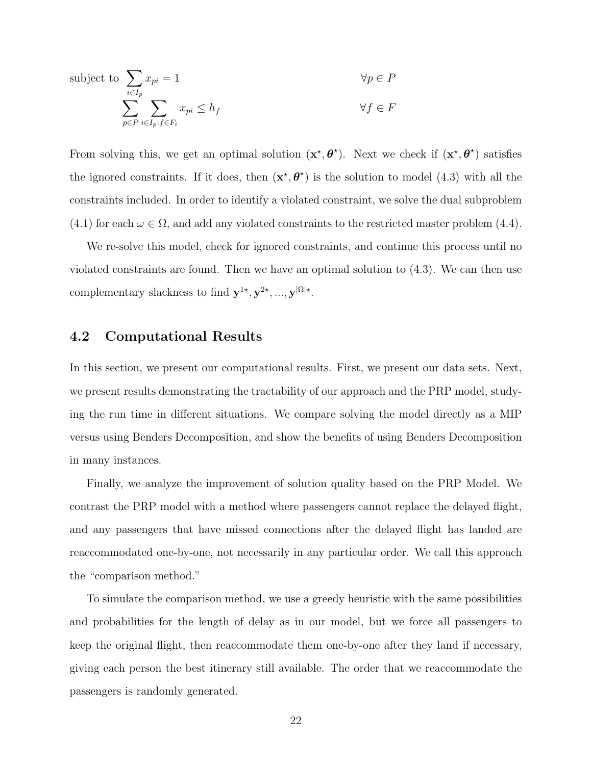$$
\begin{aligned}
\text{subject to} \quad & \sum_{i \in I_p} x_{pi} = 1 && \forall p \in P \\
& \sum_{p \in P} \sum_{i \in I_p : f \in F_i} x_{pi} \leq h_f && \forall f \in F
\end{aligned}
$$

From solving this, we get an optimal solution $(\mathbf{x}^\star, \boldsymbol{\theta}^\star)$. Next we check if $(\mathbf{x}^\star, \boldsymbol{\theta}^\star)$ satisfies the ignored constraints. If it does, then $(\mathbf{x}^\star, \boldsymbol{\theta}^\star)$ is the solution to model (4.3) with all the constraints included. In order to identify a violated constraint, we solve the dual subproblem (4.1) for each $\omega \in \Omega$, and add any violated constraints to the restricted master problem (4.4).

We re-solve this model, check for ignored constraints, and continue this process until no violated constraints are found. Then we have an optimal solution to (4.3). We can then use complementary slackness to find $\mathbf{y}^{1\star}, \mathbf{y}^{2\star}, ..., \mathbf{y}^{|\Omega|\star}$.

## 4.2 Computational Results

In this section, we present our computational results. First, we present our data sets. Next, we present results demonstrating the tractability of our approach and the PRP model, studying the run time in different situations. We compare solving the model directly as a MIP versus using Benders Decomposition, and show the benefits of using Benders Decomposition in many instances.

Finally, we analyze the improvement of solution quality based on the PRP Model. We contrast the PRP model with a method where passengers cannot replace the delayed flight, and any passengers that have missed connections after the delayed flight has landed are reaccommodated one-by-one, not necessarily in any particular order. We call this approach the "comparison method."

To simulate the comparison method, we use a greedy heuristic with the same possibilities and probabilities for the length of delay as in our model, but we force all passengers to keep the original flight, then reaccommodate them one-by-one after they land if necessary, giving each person the best itinerary still available. The order that we reaccommodate the passengers is randomly generated.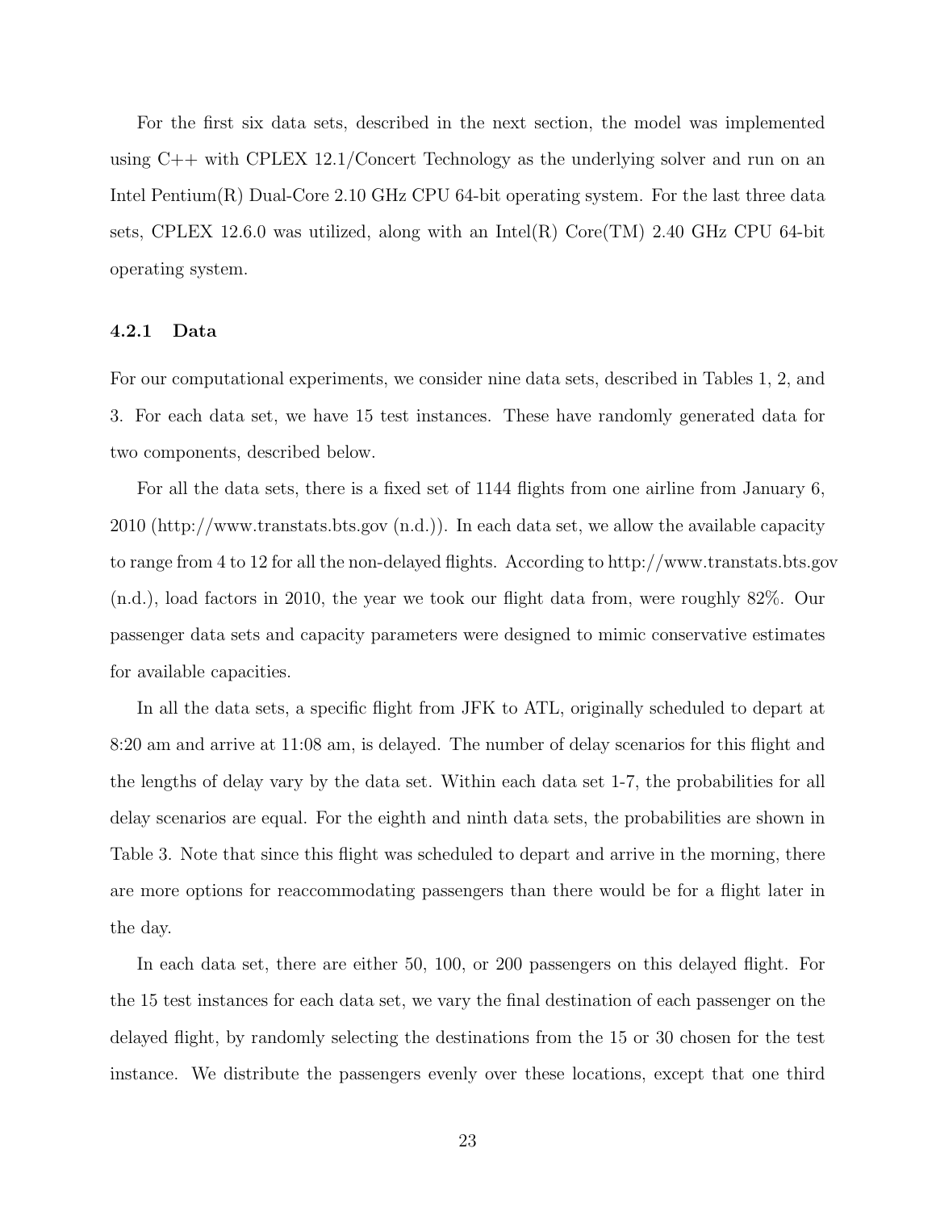For the first six data sets, described in the next section, the model was implemented using C++ with CPLEX 12.1/Concert Technology as the underlying solver and run on an Intel Pentium(R) Dual-Core 2.10 GHz CPU 64-bit operating system. For the last three data sets, CPLEX 12.6.0 was utilized, along with an Intel(R) Core(TM) 2.40 GHz CPU 64-bit operating system.

#### 4.2.1 Data

For our computational experiments, we consider nine data sets, described in Tables 1, 2, and 3. For each data set, we have 15 test instances. These have randomly generated data for two components, described below.

For all the data sets, there is a fixed set of 1144 flights from one airline from January 6, 2010 (http://www.transtats.bts.gov (n.d.)). In each data set, we allow the available capacity to range from 4 to 12 for all the non-delayed flights. According to http://www.transtats.bts.gov (n.d.), load factors in 2010, the year we took our flight data from, were roughly 82%. Our passenger data sets and capacity parameters were designed to mimic conservative estimates for available capacities.

In all the data sets, a specific flight from JFK to ATL, originally scheduled to depart at 8:20 am and arrive at 11:08 am, is delayed. The number of delay scenarios for this flight and the lengths of delay vary by the data set. Within each data set 1-7, the probabilities for all delay scenarios are equal. For the eighth and ninth data sets, the probabilities are shown in Table 3. Note that since this flight was scheduled to depart and arrive in the morning, there are more options for reaccommodating passengers than there would be for a flight later in the day.

In each data set, there are either 50, 100, or 200 passengers on this delayed flight. For the 15 test instances for each data set, we vary the final destination of each passenger on the delayed flight, by randomly selecting the destinations from the 15 or 30 chosen for the test instance. We distribute the passengers evenly over these locations, except that one third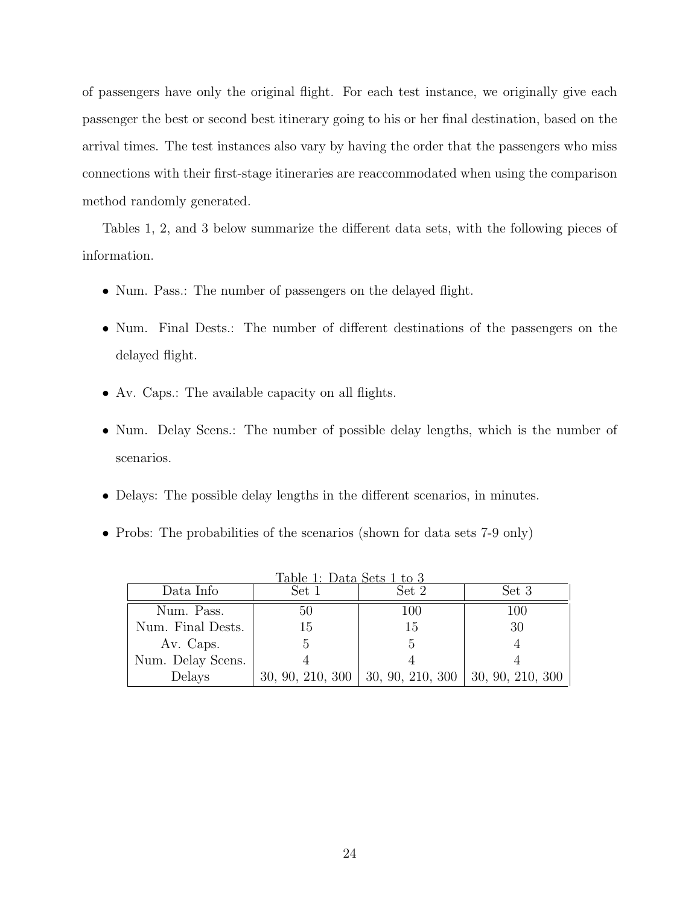of passengers have only the original flight. For each test instance, we originally give each passenger the best or second best itinerary going to his or her final destination, based on the arrival times. The test instances also vary by having the order that the passengers who miss connections with their first-stage itineraries are reaccommodated when using the comparison method randomly generated.

Tables 1, 2, and 3 below summarize the different data sets, with the following pieces of information.

- Num. Pass.: The number of passengers on the delayed flight.
- Num. Final Dests.: The number of different destinations of the passengers on the delayed flight.
- Av. Caps.: The available capacity on all flights.
- Num. Delay Scens.: The number of possible delay lengths, which is the number of scenarios.
- Delays: The possible delay lengths in the different scenarios, in minutes.
- Probs: The probabilities of the scenarios (shown for data sets 7-9 only)

Table 1: Data Sets 1 to 3

| Data Info | Set 1 | Set 2 | Set 3 |
|---|---|---|---|
| Num. Pass. | 50 | 100 | 100 |
| Num. Final Dests. | 15 | 15 | 30 |
| Av. Caps. | 5 | 5 | 4 |
| Num. Delay Scens. | 4 | 4 | 4 |
| Delays | 30, 90, 210, 300 | 30, 90, 210, 300 | 30, 90, 210, 300 |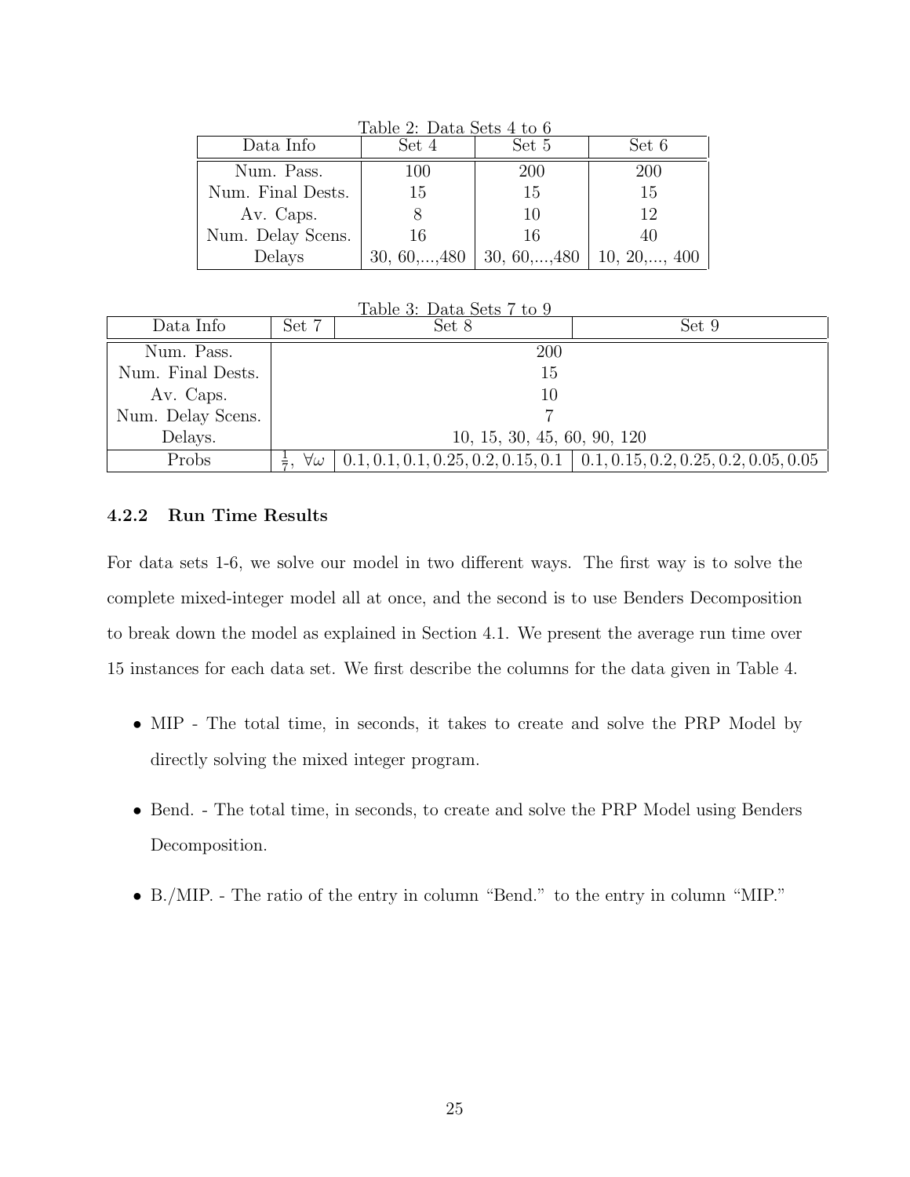Table 2: Data Sets 4 to 6

| Data Info | Set 4 | Set 5 | Set 6 |
|---|---|---|---|
| Num. Pass. | 100 | 200 | 200 |
| Num. Final Dests. | 15 | 15 | 15 |
| Av. Caps. | 8 | 10 | 12 |
| Num. Delay Scens. | 16 | 16 | 40 |
| Delays | 30, 60,...,480 | 30, 60,...,480 | 10, 20,..., 400 |

Table 3: Data Sets 7 to 9

| Data Info | Set 7 | Set 8 | Set 9 |
|---|---|---|---|
| Num. Pass. | 200 | | |
| Num. Final Dests. | 15 | | |
| Av. Caps. | 10 | | |
| Num. Delay Scens. | 7 | | |
| Delays. | 10, 15, 30, 45, 60, 90, 120 | | |
| Probs | $\frac{1}{7}, \ \forall \omega$ | $0.1, 0.1, 0.1, 0.25, 0.2, 0.15, 0.1$ | $0.1, 0.15, 0.2, 0.25, 0.2, 0.05, 0.05$ |

### 4.2.2 Run Time Results

For data sets 1-6, we solve our model in two different ways. The first way is to solve the complete mixed-integer model all at once, and the second is to use Benders Decomposition to break down the model as explained in Section 4.1. We present the average run time over 15 instances for each data set. We first describe the columns for the data given in Table 4.

- MIP - The total time, in seconds, it takes to create and solve the PRP Model by directly solving the mixed integer program.
- Bend. - The total time, in seconds, to create and solve the PRP Model using Benders Decomposition.
- B./MIP. - The ratio of the entry in column "Bend." to the entry in column "MIP."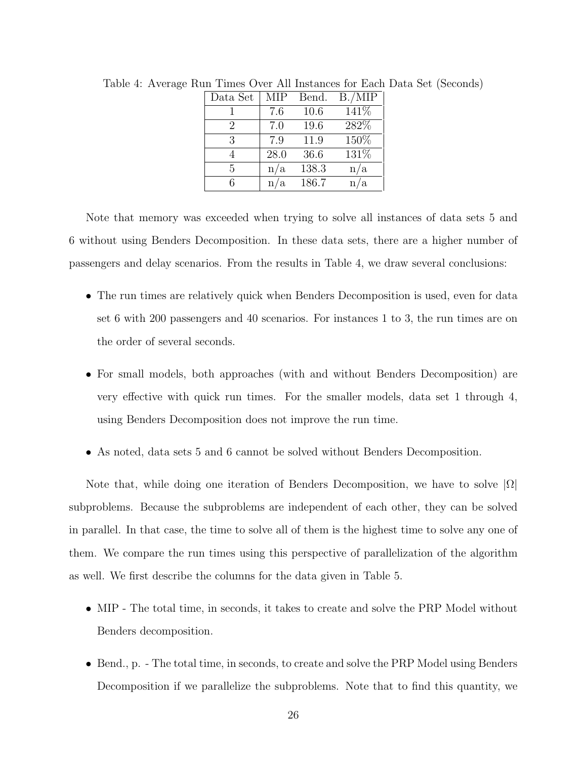Table 4: Average Run Times Over All Instances for Each Data Set (Seconds)

| Data Set | MIP | Bend. | B./MIP |
|---|---|---|---|
| 1 | 7.6 | 10.6 | 141% |
| 2 | 7.0 | 19.6 | 282% |
| 3 | 7.9 | 11.9 | 150% |
| 4 | 28.0 | 36.6 | 131% |
| 5 | n/a | 138.3 | n/a |
| 6 | n/a | 186.7 | n/a |

Note that memory was exceeded when trying to solve all instances of data sets 5 and 6 without using Benders Decomposition. In these data sets, there are a higher number of passengers and delay scenarios. From the results in Table 4, we draw several conclusions:

- The run times are relatively quick when Benders Decomposition is used, even for data set 6 with 200 passengers and 40 scenarios. For instances 1 to 3, the run times are on the order of several seconds.
- For small models, both approaches (with and without Benders Decomposition) are very effective with quick run times. For the smaller models, data set 1 through 4, using Benders Decomposition does not improve the run time.
- As noted, data sets 5 and 6 cannot be solved without Benders Decomposition.

Note that, while doing one iteration of Benders Decomposition, we have to solve $|\Omega|$ subproblems. Because the subproblems are independent of each other, they can be solved in parallel. In that case, the time to solve all of them is the highest time to solve any one of them. We compare the run times using this perspective of parallelization of the algorithm as well. We first describe the columns for the data given in Table 5.

- MIP - The total time, in seconds, it takes to create and solve the PRP Model without Benders decomposition.
- Bend., p. - The total time, in seconds, to create and solve the PRP Model using Benders Decomposition if we parallelize the subproblems. Note that to find this quantity, we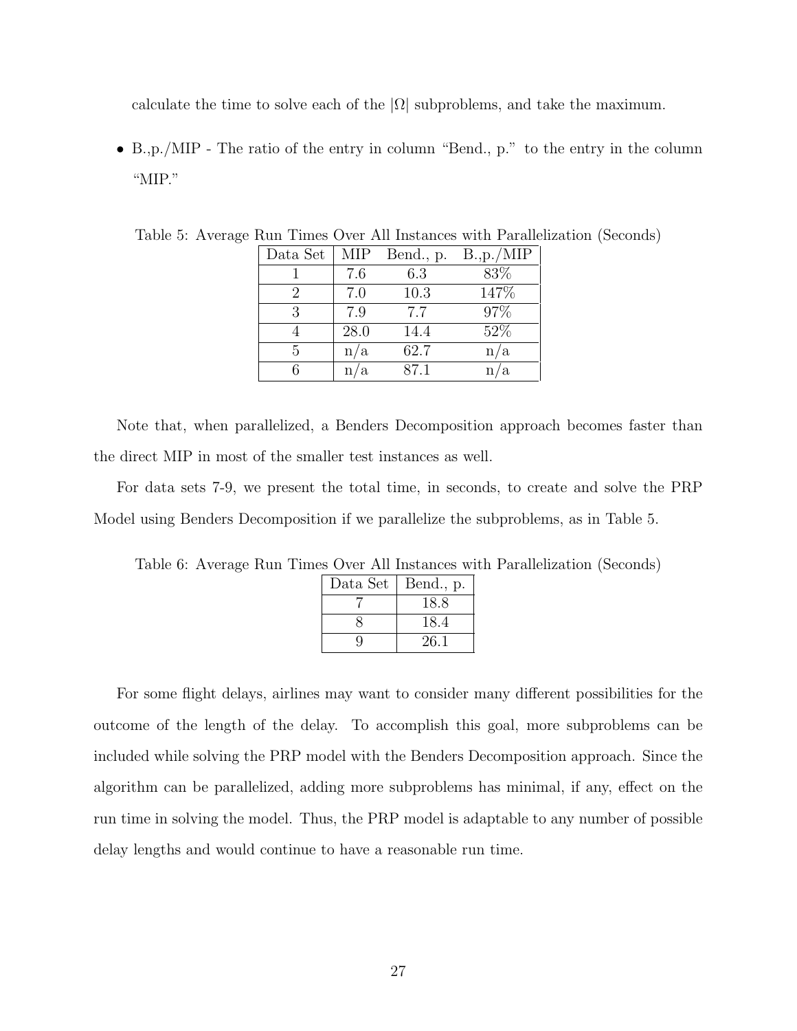calculate the time to solve each of the $|\Omega|$ subproblems, and take the maximum.

- B.,p./MIP - The ratio of the entry in column "Bend., p." to the entry in the column "MIP."

Table 5: Average Run Times Over All Instances with Parallelization (Seconds)

| Data Set | MIP | Bend., p. | B.,p./MIP |
|---|---|---|---|
| 1 | 7.6 | 6.3 | 83% |
| 2 | 7.0 | 10.3 | 147% |
| 3 | 7.9 | 7.7 | 97% |
| 4 | 28.0 | 14.4 | 52% |
| 5 | n/a | 62.7 | n/a |
| 6 | n/a | 87.1 | n/a |

Note that, when parallelized, a Benders Decomposition approach becomes faster than the direct MIP in most of the smaller test instances as well.

For data sets 7-9, we present the total time, in seconds, to create and solve the PRP Model using Benders Decomposition if we parallelize the subproblems, as in Table 5.

Table 6: Average Run Times Over All Instances with Parallelization (Seconds)

| Data Set | Bend., p. |
|---|---|
| 7 | 18.8 |
| 8 | 18.4 |
| 9 | 26.1 |

For some flight delays, airlines may want to consider many different possibilities for the outcome of the length of the delay. To accomplish this goal, more subproblems can be included while solving the PRP model with the Benders Decomposition approach. Since the algorithm can be parallelized, adding more subproblems has minimal, if any, effect on the run time in solving the model. Thus, the PRP model is adaptable to any number of possible delay lengths and would continue to have a reasonable run time.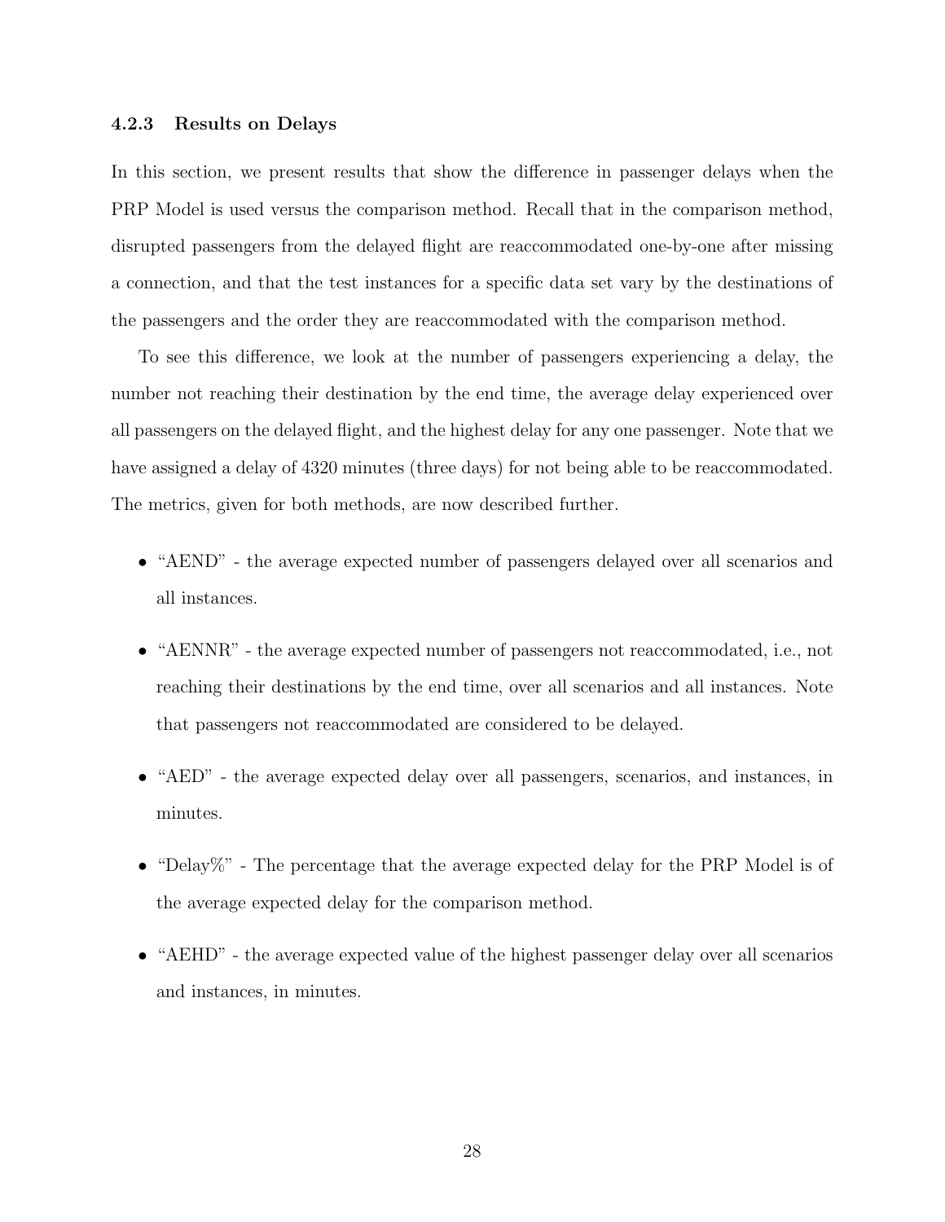#### 4.2.3 Results on Delays

In this section, we present results that show the difference in passenger delays when the PRP Model is used versus the comparison method. Recall that in the comparison method, disrupted passengers from the delayed flight are reaccommodated one-by-one after missing a connection, and that the test instances for a specific data set vary by the destinations of the passengers and the order they are reaccommodated with the comparison method.

To see this difference, we look at the number of passengers experiencing a delay, the number not reaching their destination by the end time, the average delay experienced over all passengers on the delayed flight, and the highest delay for any one passenger. Note that we have assigned a delay of 4320 minutes (three days) for not being able to be reaccommodated. The metrics, given for both methods, are now described further.

- "AEND" - the average expected number of passengers delayed over all scenarios and all instances.
- "AENNR" - the average expected number of passengers not reaccommodated, i.e., not reaching their destinations by the end time, over all scenarios and all instances. Note that passengers not reaccommodated are considered to be delayed.
- "AED" - the average expected delay over all passengers, scenarios, and instances, in minutes.
- "Delay%" - The percentage that the average expected delay for the PRP Model is of the average expected delay for the comparison method.
- "AEHD" - the average expected value of the highest passenger delay over all scenarios and instances, in minutes.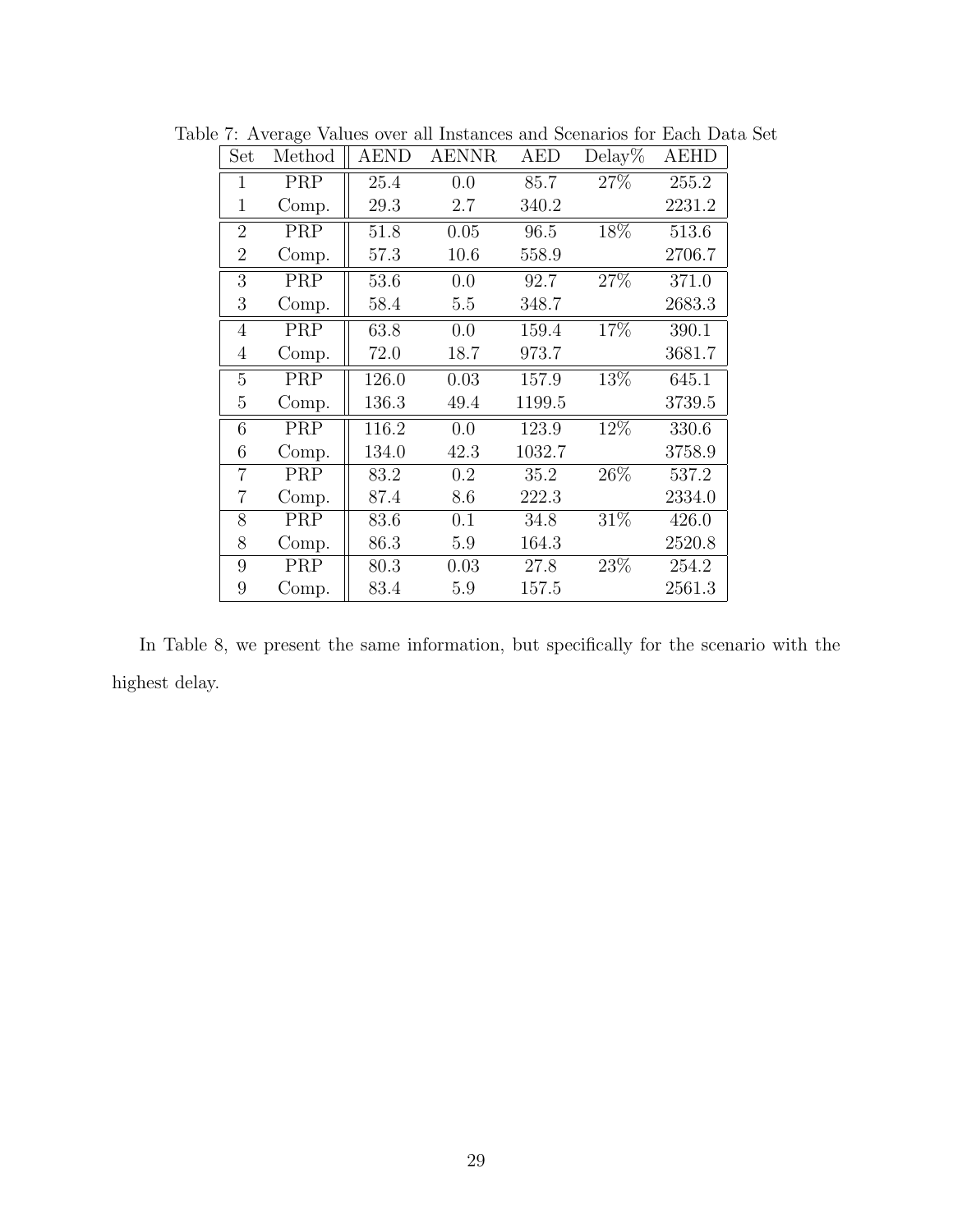Table 7: Average Values over all Instances and Scenarios for Each Data Set

| Set | Method | AEND | AENNR | AED | Delay% | AEHD |
|---|---|---|---|---|---|---|
| 1 | PRP | 25.4 | 0.0 | 85.7 | 27% | 255.2 |
| 1 | Comp. | 29.3 | 2.7 | 340.2 | | 2231.2 |
| 2 | PRP | 51.8 | 0.05 | 96.5 | 18% | 513.6 |
| 2 | Comp. | 57.3 | 10.6 | 558.9 | | 2706.7 |
| 3 | PRP | 53.6 | 0.0 | 92.7 | 27% | 371.0 |
| 3 | Comp. | 58.4 | 5.5 | 348.7 | | 2683.3 |
| 4 | PRP | 63.8 | 0.0 | 159.4 | 17% | 390.1 |
| 4 | Comp. | 72.0 | 18.7 | 973.7 | | 3681.7 |
| 5 | PRP | 126.0 | 0.03 | 157.9 | 13% | 645.1 |
| 5 | Comp. | 136.3 | 49.4 | 1199.5 | | 3739.5 |
| 6 | PRP | 116.2 | 0.0 | 123.9 | 12% | 330.6 |
| 6 | Comp. | 134.0 | 42.3 | 1032.7 | | 3758.9 |
| 7 | PRP | 83.2 | 0.2 | 35.2 | 26% | 537.2 |
| 7 | Comp. | 87.4 | 8.6 | 222.3 | | 2334.0 |
| 8 | PRP | 83.6 | 0.1 | 34.8 | 31% | 426.0 |
| 8 | Comp. | 86.3 | 5.9 | 164.3 | | 2520.8 |
| 9 | PRP | 80.3 | 0.03 | 27.8 | 23% | 254.2 |
| 9 | Comp. | 83.4 | 5.9 | 157.5 | | 2561.3 |

In Table 8, we present the same information, but specifically for the scenario with the highest delay.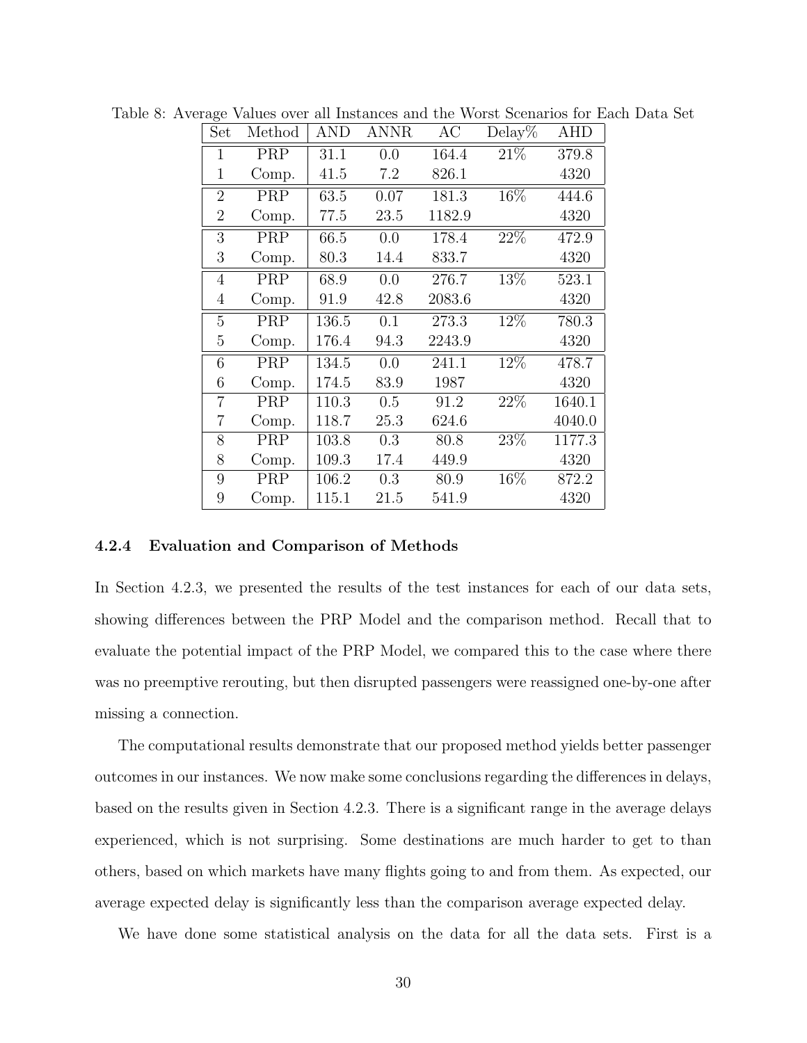Table 8: Average Values over all Instances and the Worst Scenarios for Each Data Set

| Set | Method | AND | ANNR | AC | Delay% | AHD |
|---|---|---|---|---|---|---|
| 1 | PRP | 31.1 | 0.0 | 164.4 | 21% | 379.8 |
| 1 | Comp. | 41.5 | 7.2 | 826.1 | | 4320 |
| 2 | PRP | 63.5 | 0.07 | 181.3 | 16% | 444.6 |
| 2 | Comp. | 77.5 | 23.5 | 1182.9 | | 4320 |
| 3 | PRP | 66.5 | 0.0 | 178.4 | 22% | 472.9 |
| 3 | Comp. | 80.3 | 14.4 | 833.7 | | 4320 |
| 4 | PRP | 68.9 | 0.0 | 276.7 | 13% | 523.1 |
| 4 | Comp. | 91.9 | 42.8 | 2083.6 | | 4320 |
| 5 | PRP | 136.5 | 0.1 | 273.3 | 12% | 780.3 |
| 5 | Comp. | 176.4 | 94.3 | 2243.9 | | 4320 |
| 6 | PRP | 134.5 | 0.0 | 241.1 | 12% | 478.7 |
| 6 | Comp. | 174.5 | 83.9 | 1987 | | 4320 |
| 7 | PRP | 110.3 | 0.5 | 91.2 | 22% | 1640.1 |
| 7 | Comp. | 118.7 | 25.3 | 624.6 | | 4040.0 |
| 8 | PRP | 103.8 | 0.3 | 80.8 | 23% | 1177.3 |
| 8 | Comp. | 109.3 | 17.4 | 449.9 | | 4320 |
| 9 | PRP | 106.2 | 0.3 | 80.9 | 16% | 872.2 |
| 9 | Comp. | 115.1 | 21.5 | 541.9 | | 4320 |

### 4.2.4 Evaluation and Comparison of Methods

In Section 4.2.3, we presented the results of the test instances for each of our data sets, showing differences between the PRP Model and the comparison method. Recall that to evaluate the potential impact of the PRP Model, we compared this to the case where there was no preemptive rerouting, but then disrupted passengers were reassigned one-by-one after missing a connection.

The computational results demonstrate that our proposed method yields better passenger outcomes in our instances. We now make some conclusions regarding the differences in delays, based on the results given in Section 4.2.3. There is a significant range in the average delays experienced, which is not surprising. Some destinations are much harder to get to than others, based on which markets have many flights going to and from them. As expected, our average expected delay is significantly less than the comparison average expected delay.

We have done some statistical analysis on the data for all the data sets. First is a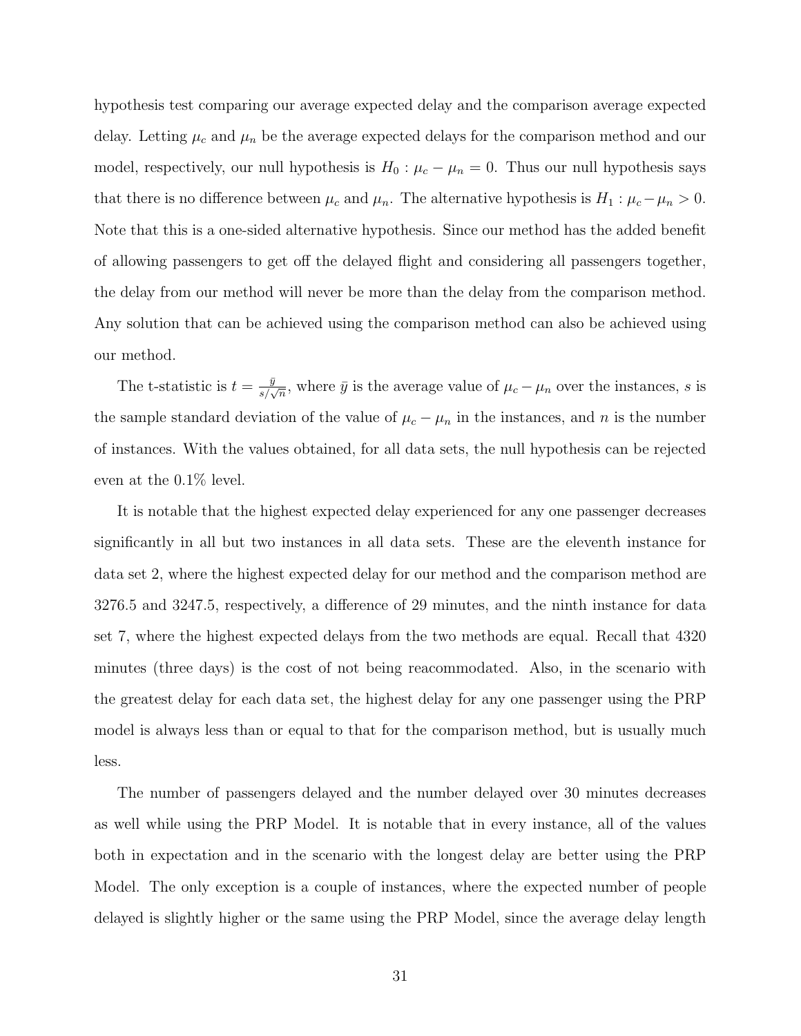hypothesis test comparing our average expected delay and the comparison average expected delay. Letting $\mu_c$ and $\mu_n$ be the average expected delays for the comparison method and our model, respectively, our null hypothesis is $H_0 : \mu_c - \mu_n = 0$. Thus our null hypothesis says that there is no difference between $\mu_c$ and $\mu_n$. The alternative hypothesis is $H_1 : \mu_c - \mu_n > 0$. Note that this is a one-sided alternative hypothesis. Since our method has the added benefit of allowing passengers to get off the delayed flight and considering all passengers together, the delay from our method will never be more than the delay from the comparison method. Any solution that can be achieved using the comparison method can also be achieved using our method.

The t-statistic is $t = \frac{\bar{y}}{s/\sqrt{n}}$, where $\bar{y}$ is the average value of $\mu_c - \mu_n$ over the instances, $s$ is the sample standard deviation of the value of $\mu_c - \mu_n$ in the instances, and $n$ is the number of instances. With the values obtained, for all data sets, the null hypothesis can be rejected even at the 0.1% level.

It is notable that the highest expected delay experienced for any one passenger decreases significantly in all but two instances in all data sets. These are the eleventh instance for data set 2, where the highest expected delay for our method and the comparison method are 3276.5 and 3247.5, respectively, a difference of 29 minutes, and the ninth instance for data set 7, where the highest expected delays from the two methods are equal. Recall that 4320 minutes (three days) is the cost of not being reacommodated. Also, in the scenario with the greatest delay for each data set, the highest delay for any one passenger using the PRP model is always less than or equal to that for the comparison method, but is usually much less.

The number of passengers delayed and the number delayed over 30 minutes decreases as well while using the PRP Model. It is notable that in every instance, all of the values both in expectation and in the scenario with the longest delay are better using the PRP Model. The only exception is a couple of instances, where the expected number of people delayed is slightly higher or the same using the PRP Model, since the average delay length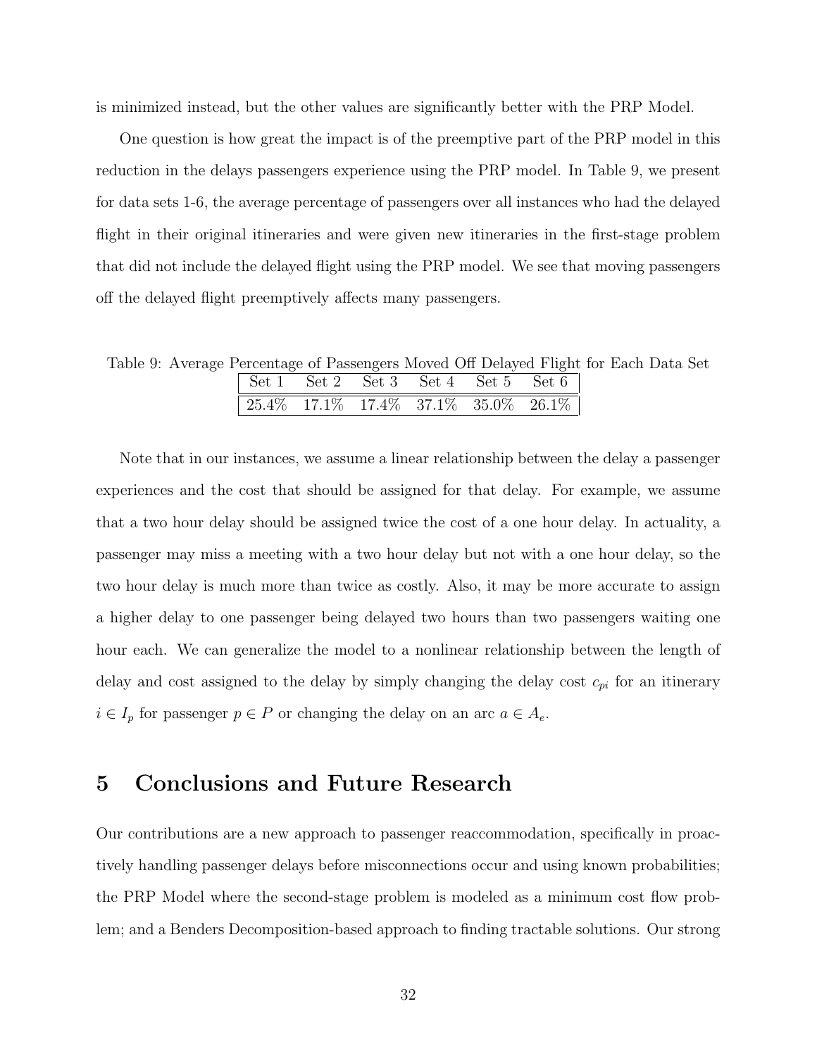is minimized instead, but the other values are significantly better with the PRP Model.

One question is how great the impact is of the preemptive part of the PRP model in this reduction in the delays passengers experience using the PRP model. In Table 9, we present for data sets 1-6, the average percentage of passengers over all instances who had the delayed flight in their original itineraries and were given new itineraries in the first-stage problem that did not include the delayed flight using the PRP model. We see that moving passengers off the delayed flight preemptively affects many passengers.

Table 9: Average Percentage of Passengers Moved Off Delayed Flight for Each Data Set

| Set 1 | Set 2 | Set 3 | Set 4 | Set 5 | Set 6 |
|---|---|---|---|---|---|
| 25.4% | 17.1% | 17.4% | 37.1% | 35.0% | 26.1% |

Note that in our instances, we assume a linear relationship between the delay a passenger experiences and the cost that should be assigned for that delay. For example, we assume that a two hour delay should be assigned twice the cost of a one hour delay. In actuality, a passenger may miss a meeting with a two hour delay but not with a one hour delay, so the two hour delay is much more than twice as costly. Also, it may be more accurate to assign a higher delay to one passenger being delayed two hours than two passengers waiting one hour each. We can generalize the model to a nonlinear relationship between the length of delay and cost assigned to the delay by simply changing the delay cost $c_{pi}$ for an itinerary $i \in I_p$ for passenger $p \in P$ or changing the delay on an arc $a \in A_e$.

# 5 Conclusions and Future Research

Our contributions are a new approach to passenger reaccommodation, specifically in proactively handling passenger delays before misconnections occur and using known probabilities; the PRP Model where the second-stage problem is modeled as a minimum cost flow problem; and a Benders Decomposition-based approach to finding tractable solutions. Our strong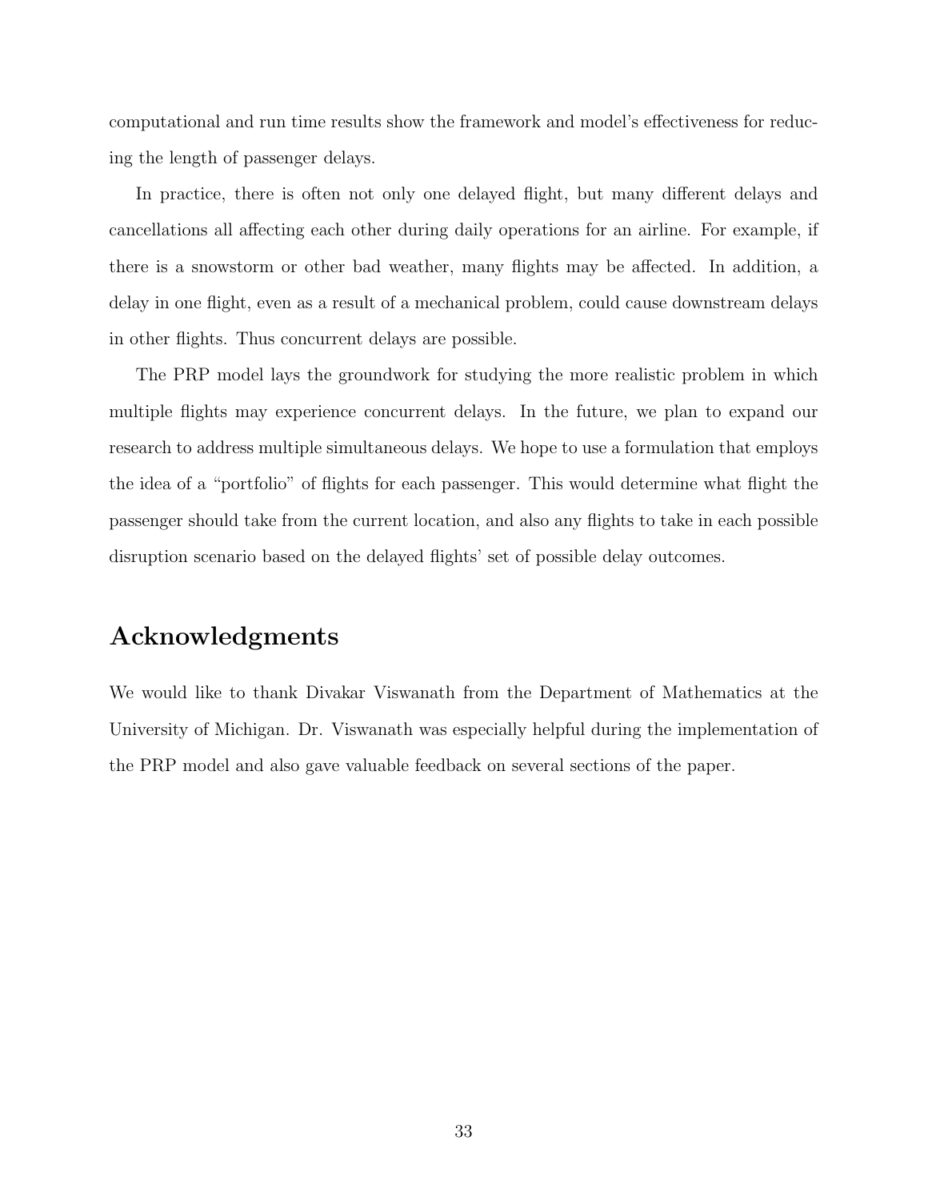computational and run time results show the framework and model's effectiveness for reducing the length of passenger delays.

In practice, there is often not only one delayed flight, but many different delays and cancellations all affecting each other during daily operations for an airline. For example, if there is a snowstorm or other bad weather, many flights may be affected. In addition, a delay in one flight, even as a result of a mechanical problem, could cause downstream delays in other flights. Thus concurrent delays are possible.

The PRP model lays the groundwork for studying the more realistic problem in which multiple flights may experience concurrent delays. In the future, we plan to expand our research to address multiple simultaneous delays. We hope to use a formulation that employs the idea of a "portfolio" of flights for each passenger. This would determine what flight the passenger should take from the current location, and also any flights to take in each possible disruption scenario based on the delayed flights' set of possible delay outcomes.

## Acknowledgments

We would like to thank Divakar Viswanath from the Department of Mathematics at the University of Michigan. Dr. Viswanath was especially helpful during the implementation of the PRP model and also gave valuable feedback on several sections of the paper.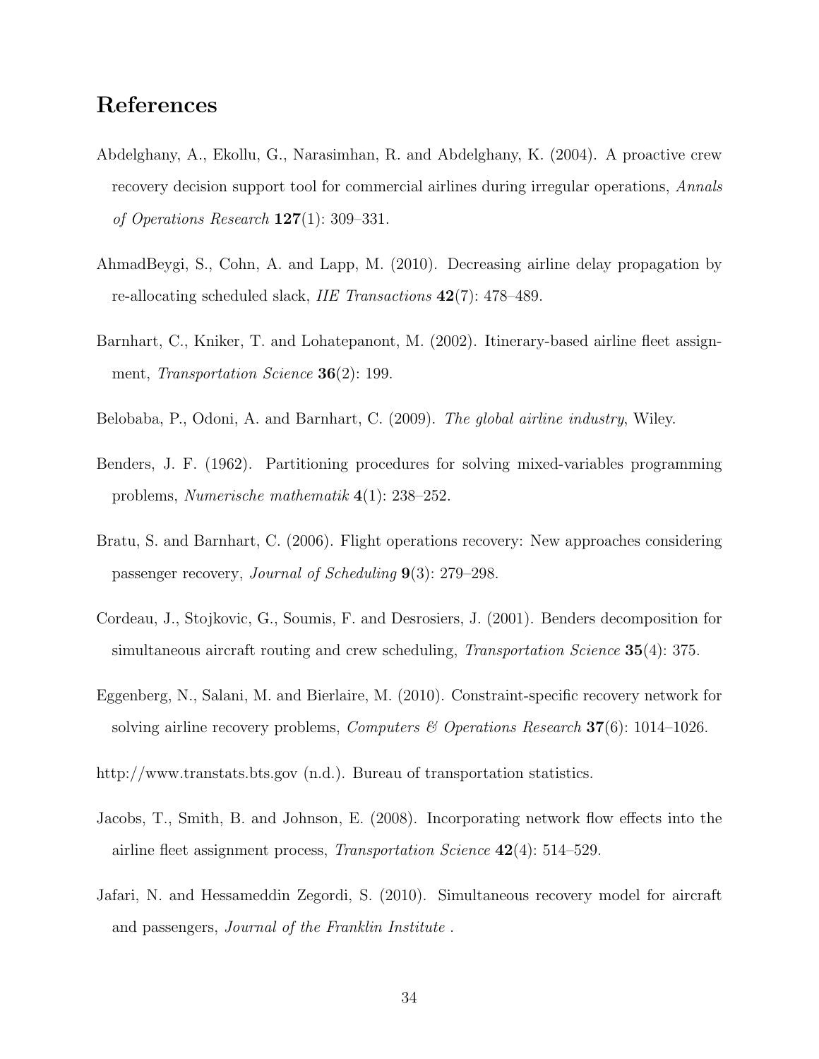## References

Abdelghany, A., Ekollu, G., Narasimhan, R. and Abdelghany, K. (2004). A proactive crew recovery decision support tool for commercial airlines during irregular operations, *Annals of Operations Research* **127**(1): 309–331.

AhmadBeygi, S., Cohn, A. and Lapp, M. (2010). Decreasing airline delay propagation by re-allocating scheduled slack, *IIE Transactions* **42**(7): 478–489.

Barnhart, C., Kniker, T. and Lohatepanont, M. (2002). Itinerary-based airline fleet assignment, *Transportation Science* **36**(2): 199.

Belobaba, P., Odoni, A. and Barnhart, C. (2009). *The global airline industry*, Wiley.

Benders, J. F. (1962). Partitioning procedures for solving mixed-variables programming problems, *Numerische mathematik* **4**(1): 238–252.

Bratu, S. and Barnhart, C. (2006). Flight operations recovery: New approaches considering passenger recovery, *Journal of Scheduling* **9**(3): 279–298.

Cordeau, J., Stojkovic, G., Soumis, F. and Desrosiers, J. (2001). Benders decomposition for simultaneous aircraft routing and crew scheduling, *Transportation Science* **35**(4): 375.

Eggenberg, N., Salani, M. and Bierlaire, M. (2010). Constraint-specific recovery network for solving airline recovery problems, *Computers & Operations Research* **37**(6): 1014–1026.

http://www.transtats.bts.gov (n.d.). Bureau of transportation statistics.

Jacobs, T., Smith, B. and Johnson, E. (2008). Incorporating network flow effects into the airline fleet assignment process, *Transportation Science* **42**(4): 514–529.

Jafari, N. and Hessameddin Zegordi, S. (2010). Simultaneous recovery model for aircraft and passengers, *Journal of the Franklin Institute* .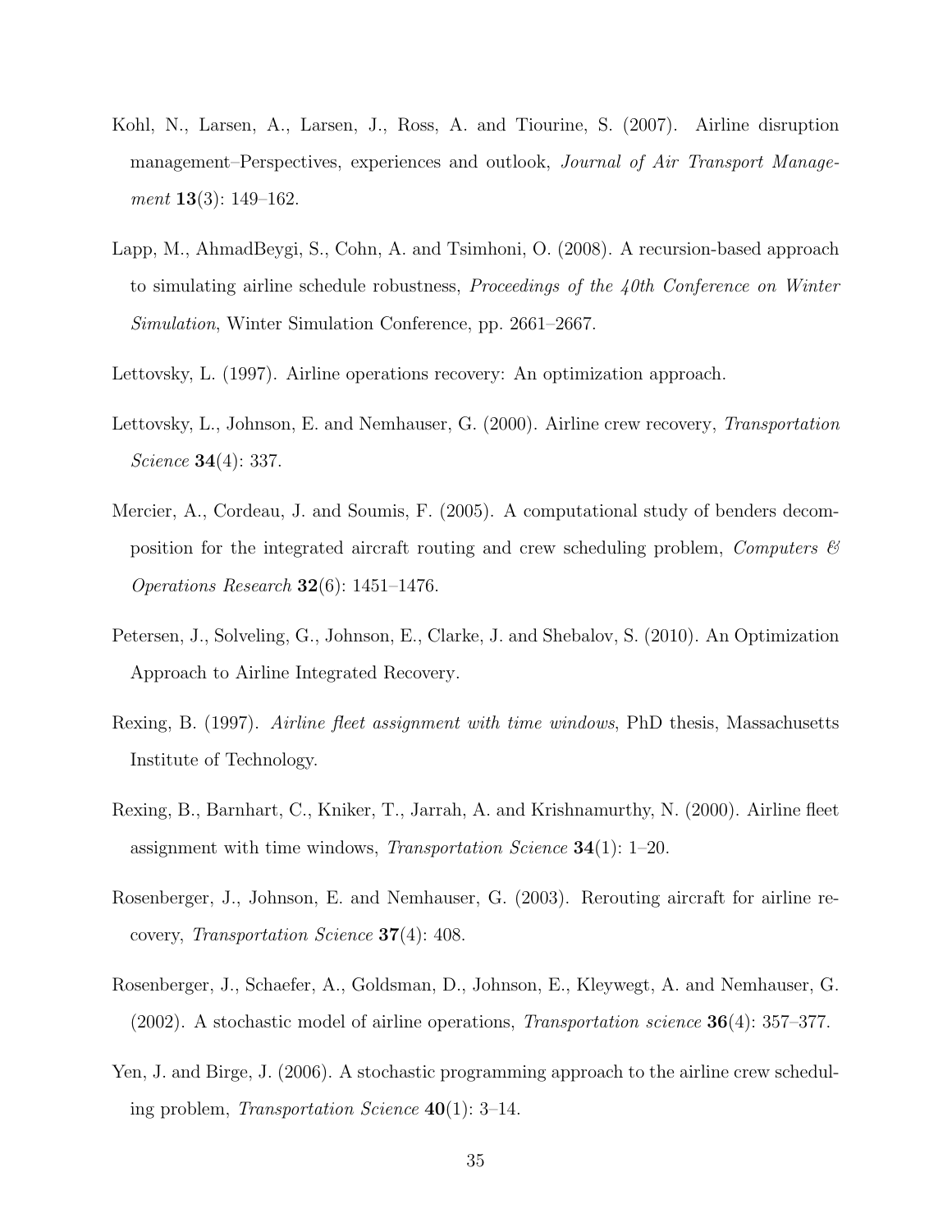Kohl, N., Larsen, A., Larsen, J., Ross, A. and Tiourine, S. (2007). Airline disruption management–Perspectives, experiences and outlook, *Journal of Air Transport Management* **13**(3): 149–162.

Lapp, M., AhmadBeygi, S., Cohn, A. and Tsimhoni, O. (2008). A recursion-based approach to simulating airline schedule robustness, *Proceedings of the 40th Conference on Winter Simulation*, Winter Simulation Conference, pp. 2661–2667.

Lettovsky, L. (1997). Airline operations recovery: An optimization approach.

Lettovsky, L., Johnson, E. and Nemhauser, G. (2000). Airline crew recovery, *Transportation Science* **34**(4): 337.

Mercier, A., Cordeau, J. and Soumis, F. (2005). A computational study of benders decomposition for the integrated aircraft routing and crew scheduling problem, *Computers & Operations Research* **32**(6): 1451–1476.

Petersen, J., Solveling, G., Johnson, E., Clarke, J. and Shebalov, S. (2010). An Optimization Approach to Airline Integrated Recovery.

Rexing, B. (1997). *Airline fleet assignment with time windows*, PhD thesis, Massachusetts Institute of Technology.

Rexing, B., Barnhart, C., Kniker, T., Jarrah, A. and Krishnamurthy, N. (2000). Airline fleet assignment with time windows, *Transportation Science* **34**(1): 1–20.

Rosenberger, J., Johnson, E. and Nemhauser, G. (2003). Rerouting aircraft for airline recovery, *Transportation Science* **37**(4): 408.

Rosenberger, J., Schaefer, A., Goldsman, D., Johnson, E., Kleywegt, A. and Nemhauser, G. (2002). A stochastic model of airline operations, *Transportation science* **36**(4): 357–377.

Yen, J. and Birge, J. (2006). A stochastic programming approach to the airline crew scheduling problem, *Transportation Science* **40**(1): 3–14.